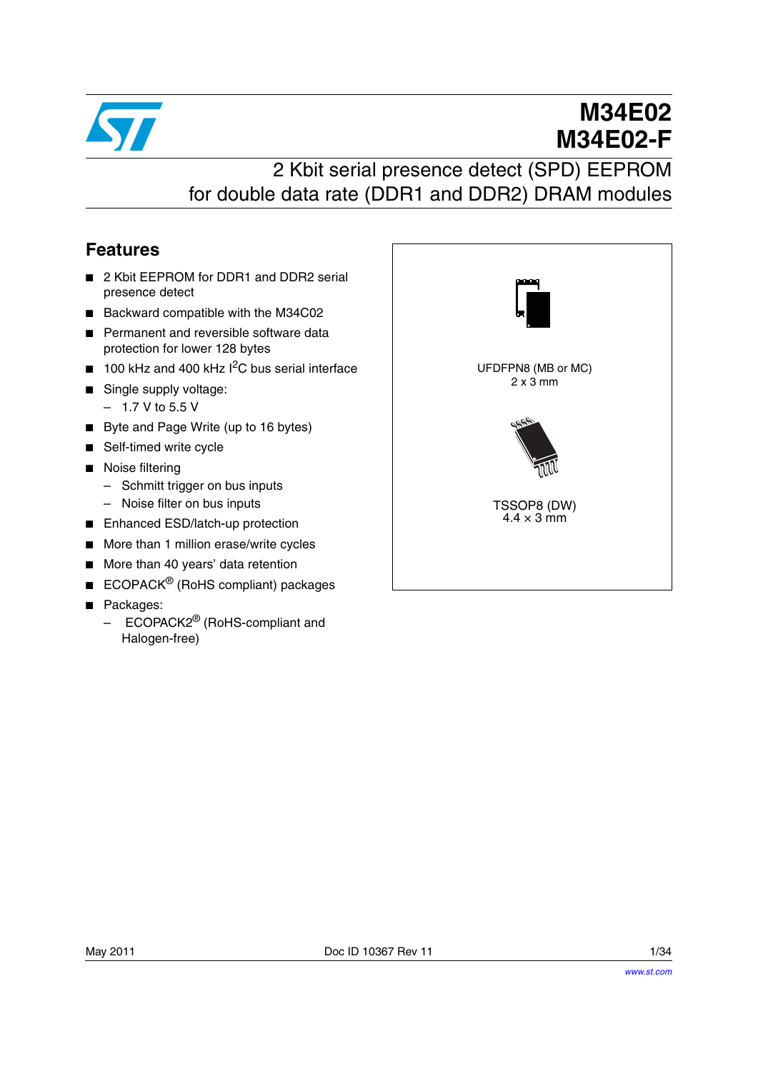# M34E02
# M34E02-F

## 2 Kbit serial presence detect (SPD) EEPROM for double data rate (DDR1 and DDR2) DRAM modules

## Features

- 2 Kbit EEPROM for DDR1 and DDR2 serial presence detect
- Backward compatible with the M34C02
- Permanent and reversible software data protection for lower 128 bytes
- 100 kHz and 400 kHz $I^2C$ bus serial interface
- Single supply voltage:
  - 1.7 V to 5.5 V
- Byte and Page Write (up to 16 bytes)
- Self-timed write cycle
- Noise filtering
  - Schmitt trigger on bus inputs
  - Noise filter on bus inputs
- Enhanced ESD/latch-up protection
- More than 1 million erase/write cycles
- More than 40 years' data retention
- ECOPACK® (RoHS compliant) packages
- Packages:
  - ECOPACK2® (RoHS-compliant and Halogen-free)

UFDFPN8 (MB or MC)
2 x 3 mm

TSSOP8 (DW)
4.4 × 3 mm

May 2011 | Doc ID 10367 Rev 11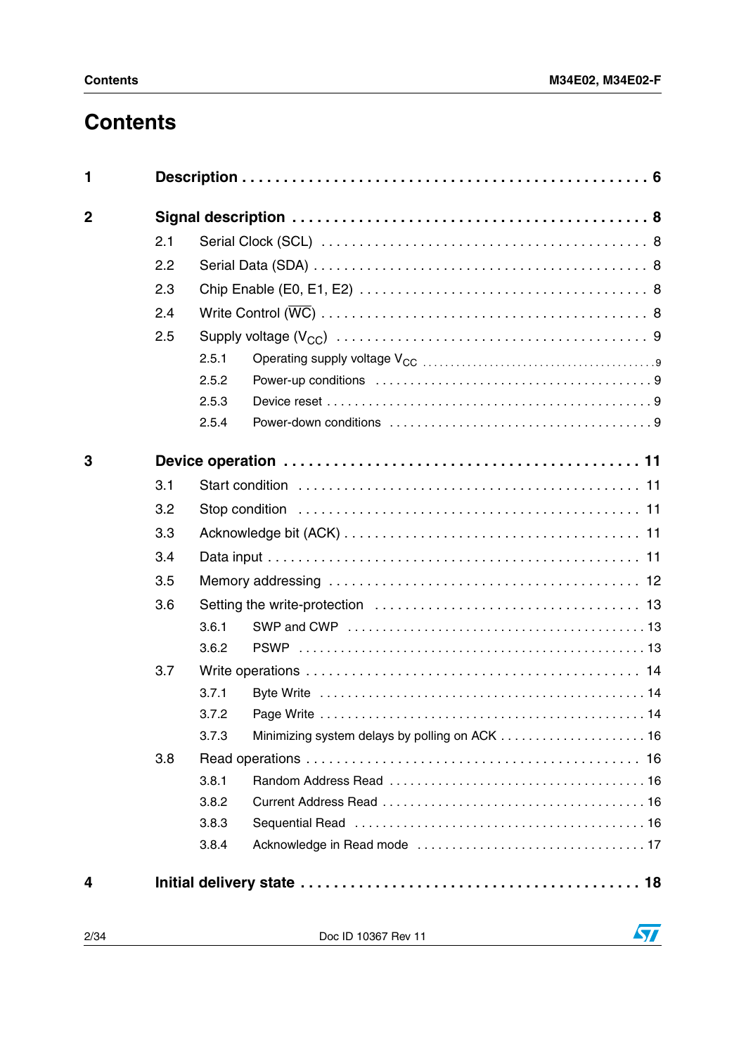# Contents

**1 Description** . . . . . . . . . . . . . . . . . . . . . . . . . . . . . . . . . . . . . . . . . . . . . . . **6**

**2 Signal description** . . . . . . . . . . . . . . . . . . . . . . . . . . . . . . . . . . . . . . . . . . **8**

- 2.1 Serial Clock (SCL) . . . . . . . . . . . . . . . . . . . . . . . . . . . . . . . . . . . . . . . . 8
- 2.2 Serial Data (SDA) . . . . . . . . . . . . . . . . . . . . . . . . . . . . . . . . . . . . . . . . . 8
- 2.3 Chip Enable (E0, E1, E2) . . . . . . . . . . . . . . . . . . . . . . . . . . . . . . . . . . . 8
- 2.4 Write Control ($\overline{WC}$) . . . . . . . . . . . . . . . . . . . . . . . . . . . . . . . . . . . . . . . 8
- 2.5 Supply voltage ($V_{CC}$) . . . . . . . . . . . . . . . . . . . . . . . . . . . . . . . . . . . . . . 9
  - 2.5.1 Operating supply voltage $V_{CC}$ . . . . . . . . . . . . . . . . . . . . . . . . . . . . . . . 9
  - 2.5.2 Power-up conditions . . . . . . . . . . . . . . . . . . . . . . . . . . . . . . . . . . . . 9
  - 2.5.3 Device reset . . . . . . . . . . . . . . . . . . . . . . . . . . . . . . . . . . . . . . . . . . 9
  - 2.5.4 Power-down conditions . . . . . . . . . . . . . . . . . . . . . . . . . . . . . . . . . . 9

**3 Device operation** . . . . . . . . . . . . . . . . . . . . . . . . . . . . . . . . . . . . . . . . . . **11**

- 3.1 Start condition . . . . . . . . . . . . . . . . . . . . . . . . . . . . . . . . . . . . . . . . . . 11
- 3.2 Stop condition . . . . . . . . . . . . . . . . . . . . . . . . . . . . . . . . . . . . . . . . . . 11
- 3.3 Acknowledge bit (ACK) . . . . . . . . . . . . . . . . . . . . . . . . . . . . . . . . . . . . 11
- 3.4 Data input . . . . . . . . . . . . . . . . . . . . . . . . . . . . . . . . . . . . . . . . . . . . . 11
- 3.5 Memory addressing . . . . . . . . . . . . . . . . . . . . . . . . . . . . . . . . . . . . . . 12
- 3.6 Setting the write-protection . . . . . . . . . . . . . . . . . . . . . . . . . . . . . . . . 13
  - 3.6.1 SWP and CWP . . . . . . . . . . . . . . . . . . . . . . . . . . . . . . . . . . . . . . . 13
  - 3.6.2 PSWP . . . . . . . . . . . . . . . . . . . . . . . . . . . . . . . . . . . . . . . . . . . . . 13
- 3.7 Write operations . . . . . . . . . . . . . . . . . . . . . . . . . . . . . . . . . . . . . . . . 14
  - 3.7.1 Byte Write . . . . . . . . . . . . . . . . . . . . . . . . . . . . . . . . . . . . . . . . . . . 14
  - 3.7.2 Page Write . . . . . . . . . . . . . . . . . . . . . . . . . . . . . . . . . . . . . . . . . . . 14
  - 3.7.3 Minimizing system delays by polling on ACK . . . . . . . . . . . . . . . . . . . 16
- 3.8 Read operations . . . . . . . . . . . . . . . . . . . . . . . . . . . . . . . . . . . . . . . . . 16
  - 3.8.1 Random Address Read . . . . . . . . . . . . . . . . . . . . . . . . . . . . . . . . . . 16
  - 3.8.2 Current Address Read . . . . . . . . . . . . . . . . . . . . . . . . . . . . . . . . . . 16
  - 3.8.3 Sequential Read . . . . . . . . . . . . . . . . . . . . . . . . . . . . . . . . . . . . . . . 16
  - 3.8.4 Acknowledge in Read mode . . . . . . . . . . . . . . . . . . . . . . . . . . . . . . . 17

**4 Initial delivery state** . . . . . . . . . . . . . . . . . . . . . . . . . . . . . . . . . . . . . . . **18**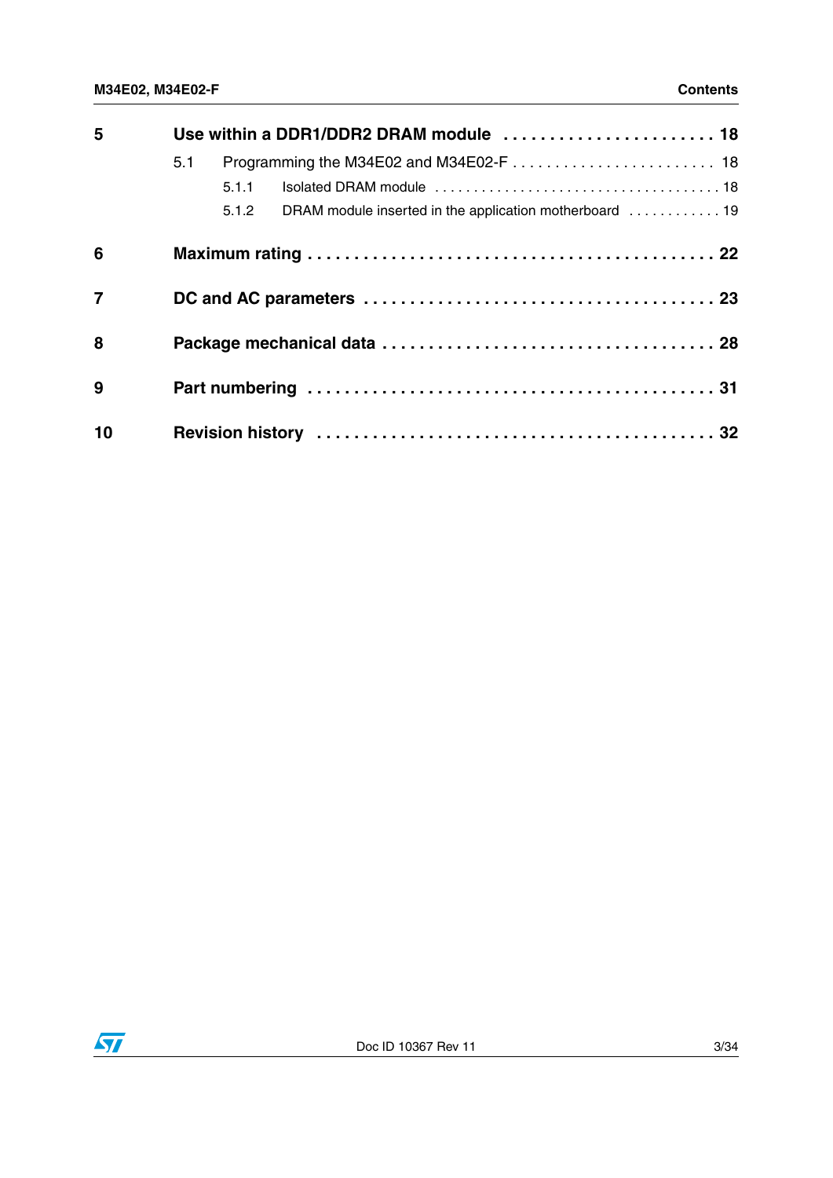5 **Use within a DDR1/DDR2 DRAM module** . . . . . . . . . . . . . . . . . . . . . . . **18**

- 5.1 Programming the M34E02 and M34E02-F . . . . . . . . . . . . . . . . . . . . . . . . 18
  - 5.1.1 Isolated DRAM module . . . . . . . . . . . . . . . . . . . . . . . . . . . . . . . . . . . . . 18
  - 5.1.2 DRAM module inserted in the application motherboard . . . . . . . . . . . . 19

6 **Maximum rating** . . . . . . . . . . . . . . . . . . . . . . . . . . . . . . . . . . . . . . . . . . . **22**

7 **DC and AC parameters** . . . . . . . . . . . . . . . . . . . . . . . . . . . . . . . . . . . . . **23**

8 **Package mechanical data** . . . . . . . . . . . . . . . . . . . . . . . . . . . . . . . . . . . **28**

9 **Part numbering** . . . . . . . . . . . . . . . . . . . . . . . . . . . . . . . . . . . . . . . . . . . **31**

10 **Revision history** . . . . . . . . . . . . . . . . . . . . . . . . . . . . . . . . . . . . . . . . . . **32**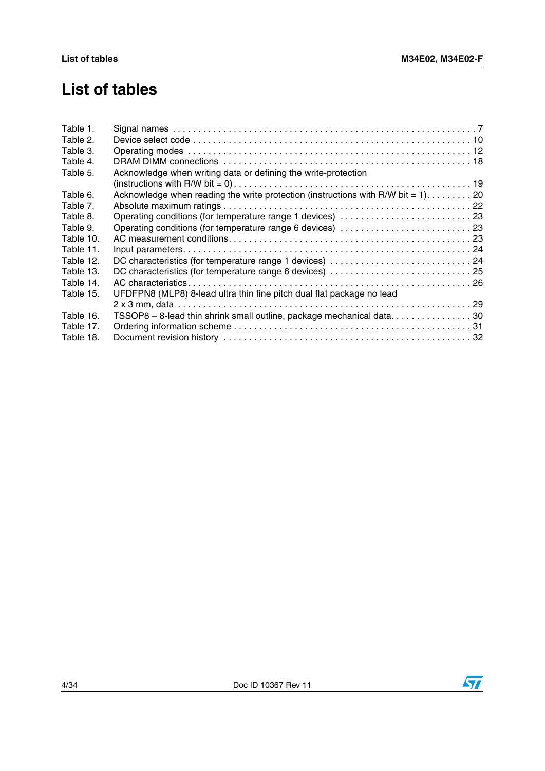# List of tables

| | | |
|---|---|---|
| Table 1. | Signal names | 7 |
| Table 2. | Device select code | 10 |
| Table 3. | Operating modes | 12 |
| Table 4. | DRAM DIMM connections | 18 |
| Table 5. | Acknowledge when writing data or defining the write-protection (instructions with R/W bit = 0) | 19 |
| Table 6. | Acknowledge when reading the write protection (instructions with R/W bit = 1) | 20 |
| Table 7. | Absolute maximum ratings | 22 |
| Table 8. | Operating conditions (for temperature range 1 devices) | 23 |
| Table 9. | Operating conditions (for temperature range 6 devices) | 23 |
| Table 10. | AC measurement conditions | 23 |
| Table 11. | Input parameters | 24 |
| Table 12. | DC characteristics (for temperature range 1 devices) | 24 |
| Table 13. | DC characteristics (for temperature range 6 devices) | 25 |
| Table 14. | AC characteristics | 26 |
| Table 15. | UFDFPN8 (MLP8) 8-lead ultra thin fine pitch dual flat package no lead 2 x 3 mm, data | 29 |
| Table 16. | TSSOP8 – 8-lead thin shrink small outline, package mechanical data | 30 |
| Table 17. | Ordering information scheme | 31 |
| Table 18. | Document revision history | 32 |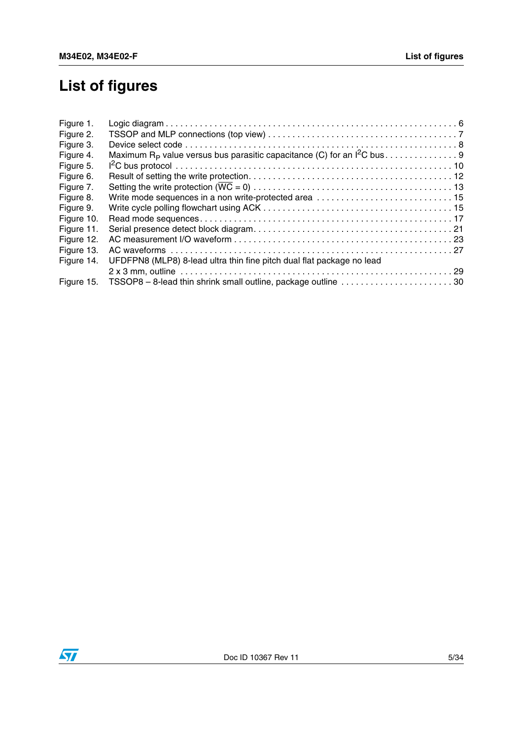# List of figures

| | | |
|---|---|---|
| Figure 1. | Logic diagram | 6 |
| Figure 2. | TSSOP and MLP connections (top view) | 7 |
| Figure 3. | Device select code | 8 |
| Figure 4. | Maximum $R_P$ value versus bus parasitic capacitance (C) for an $I^2C$ bus | 9 |
| Figure 5. | $I^2C$ bus protocol | 10 |
| Figure 6. | Result of setting the write protection | 12 |
| Figure 7. | Setting the write protection ($\overline{WC}$ = 0) | 13 |
| Figure 8. | Write mode sequences in a non write-protected area | 15 |
| Figure 9. | Write cycle polling flowchart using ACK | 15 |
| Figure 10. | Read mode sequences | 17 |
| Figure 11. | Serial presence detect block diagram | 21 |
| Figure 12. | AC measurement I/O waveform | 23 |
| Figure 13. | AC waveforms | 27 |
| Figure 14. | UFDFPN8 (MLP8) 8-lead ultra thin fine pitch dual flat package no lead 2 x 3 mm, outline | 29 |
| Figure 15. | TSSOP8 – 8-lead thin shrink small outline, package outline | 30 |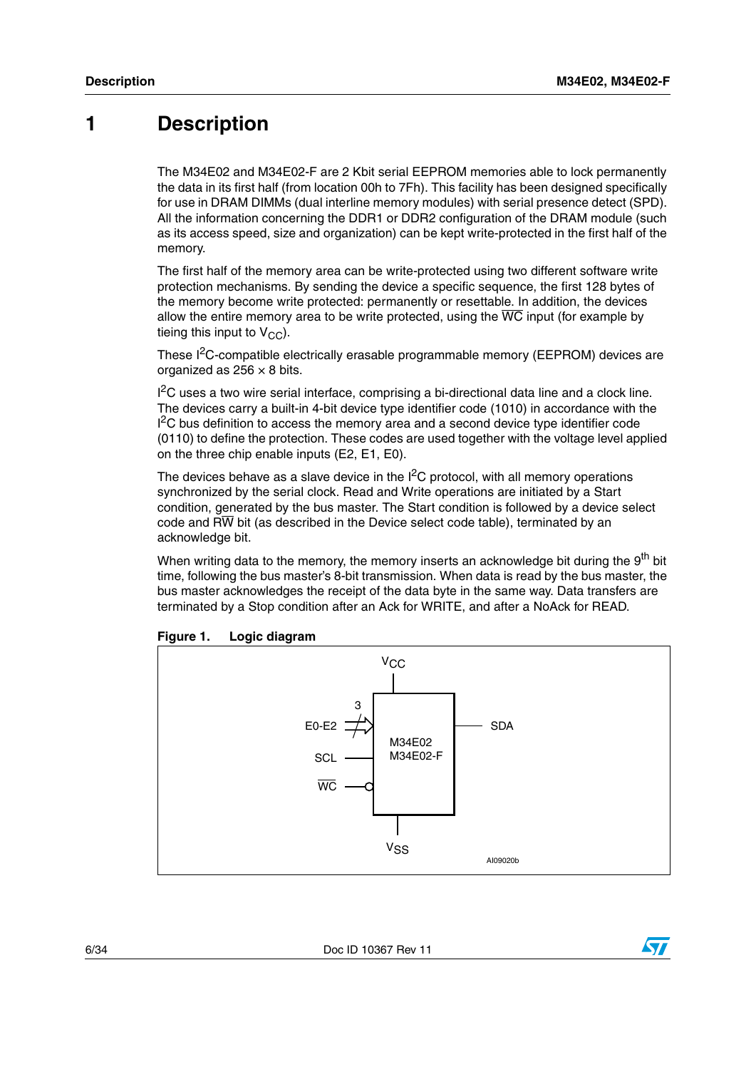# 1 Description

The M34E02 and M34E02-F are 2 Kbit serial EEPROM memories able to lock permanently the data in its first half (from location 00h to 7Fh). This facility has been designed specifically for use in DRAM DIMMs (dual interline memory modules) with serial presence detect (SPD). All the information concerning the DDR1 or DDR2 configuration of the DRAM module (such as its access speed, size and organization) can be kept write-protected in the first half of the memory.

The first half of the memory area can be write-protected using two different software write protection mechanisms. By sending the device a specific sequence, the first 128 bytes of the memory become write protected: permanently or resettable. In addition, the devices allow the entire memory area to be write protected, using the $\overline{WC}$ input (for example by tieing this input to $V_{CC}$).

These $I^2C$-compatible electrically erasable programmable memory (EEPROM) devices are organized as 256 × 8 bits.

$I^2C$ uses a two wire serial interface, comprising a bi-directional data line and a clock line. The devices carry a built-in 4-bit device type identifier code (1010) in accordance with the $I^2C$ bus definition to access the memory area and a second device type identifier code (0110) to define the protection. These codes are used together with the voltage level applied on the three chip enable inputs (E2, E1, E0).

The devices behave as a slave device in the $I^2C$ protocol, with all memory operations synchronized by the serial clock. Read and Write operations are initiated by a Start condition, generated by the bus master. The Start condition is followed by a device select code and R$\overline{W}$ bit (as described in the Device select code table), terminated by an acknowledge bit.

When writing data to the memory, the memory inserts an acknowledge bit during the $9^{th}$ bit time, following the bus master's 8-bit transmission. When data is read by the bus master, the bus master acknowledges the receipt of the data byte in the same way. Data transfers are terminated by a Stop condition after an Ack for WRITE, and after a NoAck for READ.

**Figure 1. Logic diagram**

$V_{CC}$

E0-E2 (3) → M34E02 / M34E02-F → SDA

SCL

$\overline{WC}$

$V_{SS}$

AI09020b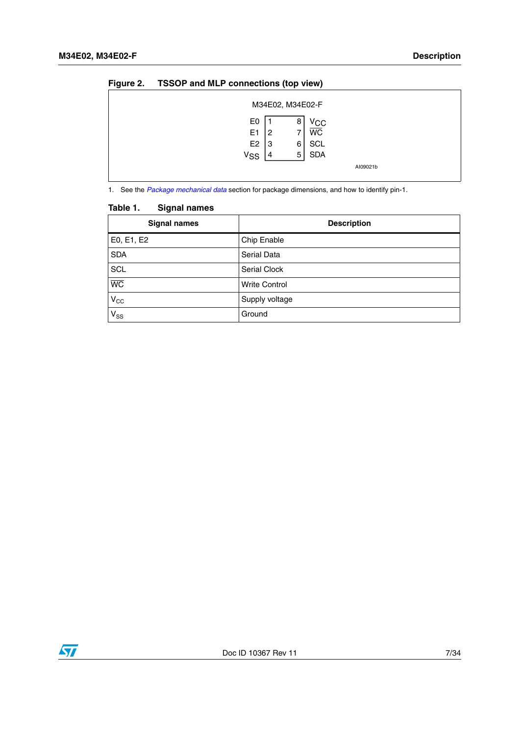**Figure 2. TSSOP and MLP connections (top view)**

M34E02, M34E02-F

| Signal | Pin | Pin | Signal |
|---|---|---|---|
| E0 | 1 | 8 | $V_{CC}$ |
| E1 | 2 | 7 | $\overline{WC}$ |
| E2 | 3 | 6 | SCL |
| $V_{SS}$ | 4 | 5 | SDA |

AI09021b

1. See the *Package mechanical data* section for package dimensions, and how to identify pin-1.

**Table 1. Signal names**

| Signal names | Description |
|---|---|
| E0, E1, E2 | Chip Enable |
| SDA | Serial Data |
| SCL | Serial Clock |
| $\overline{WC}$ | Write Control |
| $V_{CC}$ | Supply voltage |
| $V_{SS}$ | Ground |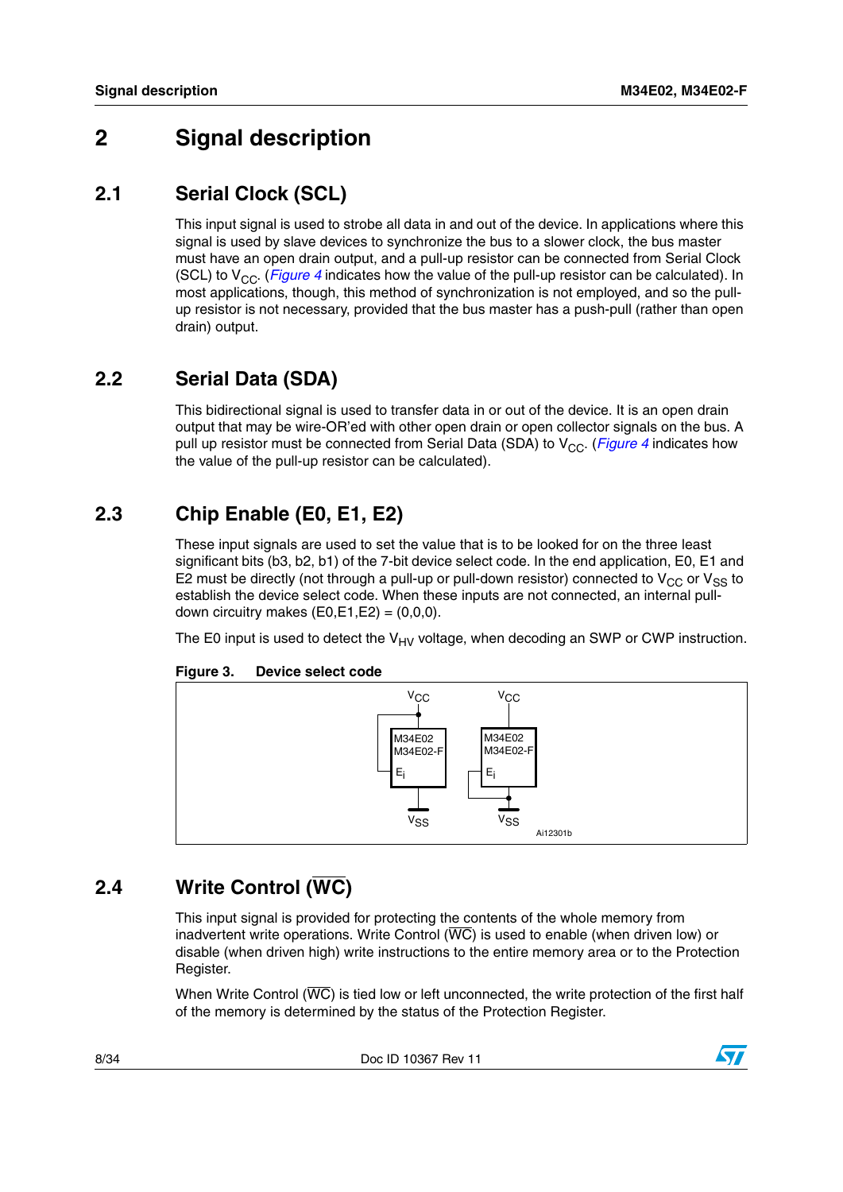# 2 Signal description

## 2.1 Serial Clock (SCL)

This input signal is used to strobe all data in and out of the device. In applications where this signal is used by slave devices to synchronize the bus to a slower clock, the bus master must have an open drain output, and a pull-up resistor can be connected from Serial Clock (SCL) to $V_{CC}$. (*Figure 4* indicates how the value of the pull-up resistor can be calculated). In most applications, though, this method of synchronization is not employed, and so the pull-up resistor is not necessary, provided that the bus master has a push-pull (rather than open drain) output.

## 2.2 Serial Data (SDA)

This bidirectional signal is used to transfer data in or out of the device. It is an open drain output that may be wire-OR'ed with other open drain or open collector signals on the bus. A pull up resistor must be connected from Serial Data (SDA) to $V_{CC}$. (*Figure 4* indicates how the value of the pull-up resistor can be calculated).

## 2.3 Chip Enable (E0, E1, E2)

These input signals are used to set the value that is to be looked for on the three least significant bits (b3, b2, b1) of the 7-bit device select code. In the end application, E0, E1 and E2 must be directly (not through a pull-up or pull-down resistor) connected to $V_{CC}$ or $V_{SS}$ to establish the device select code. When these inputs are not connected, an internal pull-down circuitry makes (E0,E1,E2) = (0,0,0).

The E0 input is used to detect the $V_{HV}$ voltage, when decoding an SWP or CWP instruction.

**Figure 3. Device select code**

## 2.4 Write Control ($\overline{WC}$)

This input signal is provided for protecting the contents of the whole memory from inadvertent write operations. Write Control ($\overline{WC}$) is used to enable (when driven low) or disable (when driven high) write instructions to the entire memory area or to the Protection Register.

When Write Control ($\overline{WC}$) is tied low or left unconnected, the write protection of the first half of the memory is determined by the status of the Protection Register.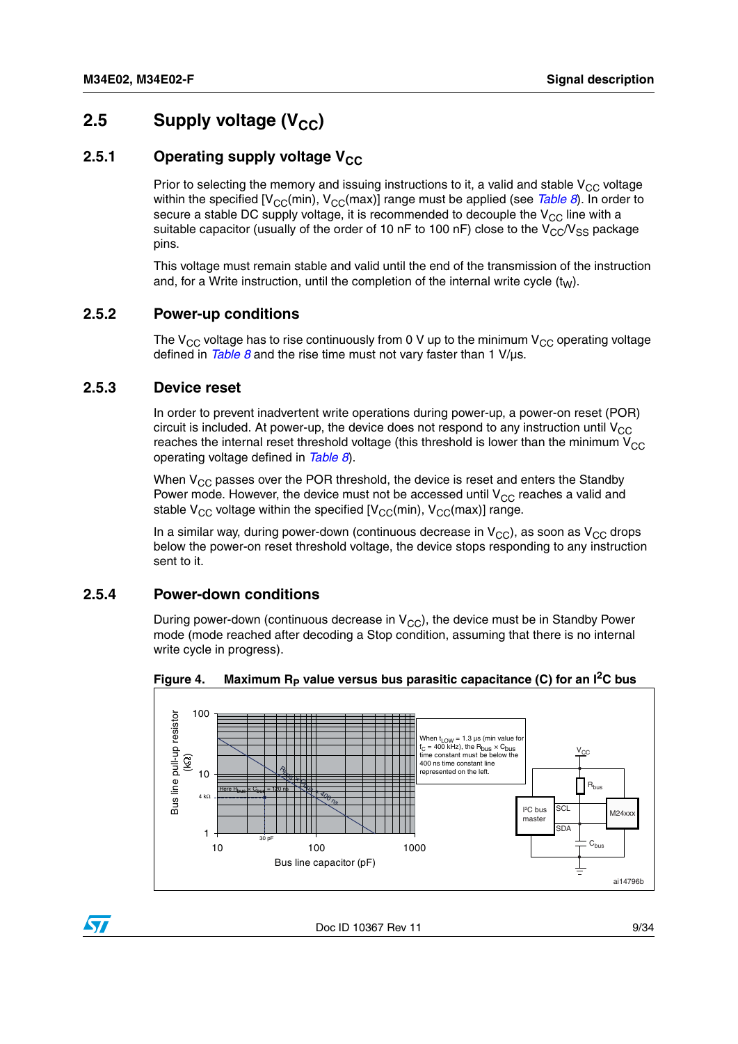## 2.5 Supply voltage ($V_{CC}$)

### 2.5.1 Operating supply voltage $V_{CC}$

Prior to selecting the memory and issuing instructions to it, a valid and stable $V_{CC}$ voltage within the specified [$V_{CC}$(min), $V_{CC}$(max)] range must be applied (see *Table 8*). In order to secure a stable DC supply voltage, it is recommended to decouple the $V_{CC}$ line with a suitable capacitor (usually of the order of 10 nF to 100 nF) close to the $V_{CC}$/$V_{SS}$ package pins.

This voltage must remain stable and valid until the end of the transmission of the instruction and, for a Write instruction, until the completion of the internal write cycle ($t_W$).

### 2.5.2 Power-up conditions

The $V_{CC}$ voltage has to rise continuously from 0 V up to the minimum $V_{CC}$ operating voltage defined in *Table 8* and the rise time must not vary faster than 1 V/µs.

### 2.5.3 Device reset

In order to prevent inadvertent write operations during power-up, a power-on reset (POR) circuit is included. At power-up, the device does not respond to any instruction until $V_{CC}$ reaches the internal reset threshold voltage (this threshold is lower than the minimum $V_{CC}$ operating voltage defined in *Table 8*).

When $V_{CC}$ passes over the POR threshold, the device is reset and enters the Standby Power mode. However, the device must not be accessed until $V_{CC}$ reaches a valid and stable $V_{CC}$ voltage within the specified [$V_{CC}$(min), $V_{CC}$(max)] range.

In a similar way, during power-down (continuous decrease in $V_{CC}$), as soon as $V_{CC}$ drops below the power-on reset threshold voltage, the device stops responding to any instruction sent to it.

### 2.5.4 Power-down conditions

During power-down (continuous decrease in $V_{CC}$), the device must be in Standby Power mode (mode reached after decoding a Stop condition, assuming that there is no internal write cycle in progress).

**Figure 4. Maximum $R_P$ value versus bus parasitic capacitance (C) for an $I^2C$ bus**

Bus line pull-up resistor (kΩ) vs Bus line capacitor (pF). Here $R_{bus} \times C_{bus}$ = 120 ns; 4 kΩ; 30 pF; $R_{bus} \times C_{bus}$ = 400 ns.

When $t_{LOW}$ = 1.3 µs (min value for $f_C$ = 400 kHz), the $R_{bus} \times C_{bus}$ time constant must be below the 400 ns time constant line represented on the left.

$V_{CC}$, $R_{bus}$, I²C bus master, SCL, SDA, M24xxx, $C_{bus}$

ai14796b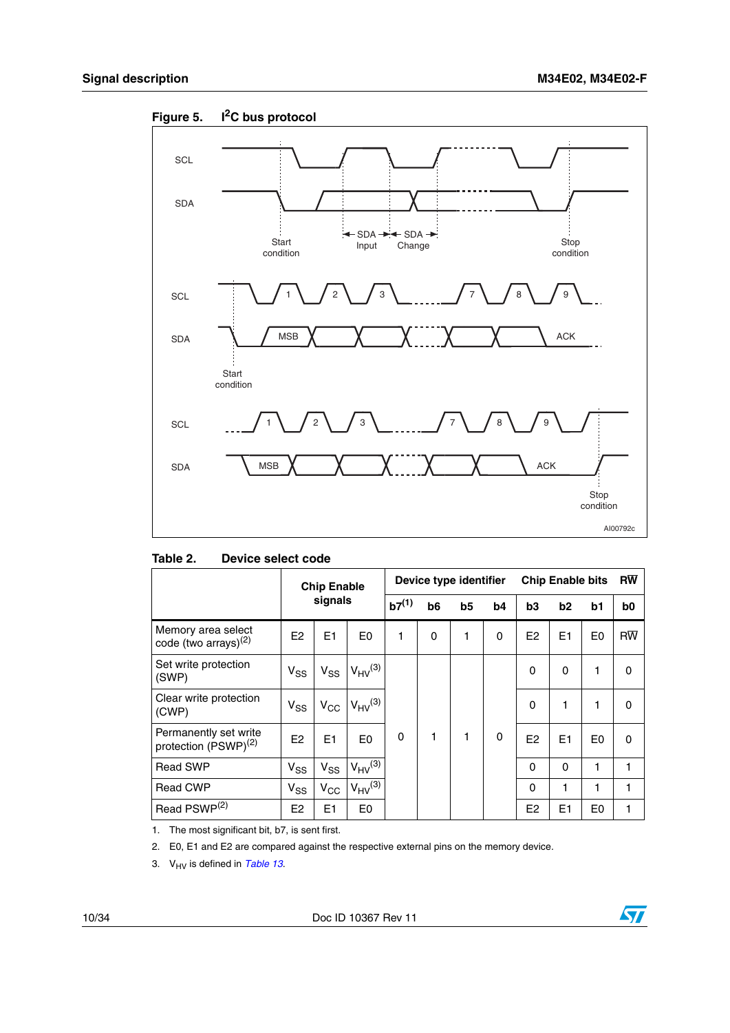**Figure 5. $I^2C$ bus protocol**

SCL

SDA

Start condition — SDA Input — SDA Change — Stop condition

SCL: 1 2 3 7 8 9

SDA: MSB ACK

Start condition

SCL: 1 2 3 7 8 9

SDA: MSB ACK

Stop condition

AI00792c

**Table 2. Device select code**

| | Chip Enable signals | | | Device type identifier | | | | Chip Enable bits | | | RW̅ |
|---|---|---|---|---|---|---|---|---|---|---|---|
| | | | | b7[1] | b6 | b5 | b4 | b3 | b2 | b1 | b0 |
| Memory area select code (two arrays)[2] | E2 | E1 | E0 | 1 | 0 | 1 | 0 | E2 | E1 | E0 | RW̅ |
| Set write protection (SWP) | $V_{SS}$ | $V_{SS}$ | $V_{HV}$[3] | 0 | 1 | 1 | 0 | 0 | 0 | 1 | 0 |
| Clear write protection (CWP) | $V_{SS}$ | $V_{CC}$ | $V_{HV}$[3] | | | | | 0 | 1 | 1 | 0 |
| Permanently set write protection (PSWP)[2] | E2 | E1 | E0 | | | | | E2 | E1 | E0 | 0 |
| Read SWP | $V_{SS}$ | $V_{SS}$ | $V_{HV}$[3] | | | | | 0 | 0 | 1 | 1 |
| Read CWP | $V_{SS}$ | $V_{CC}$ | $V_{HV}$[3] | | | | | 0 | 1 | 1 | 1 |
| Read PSWP[2] | E2 | E1 | E0 | | | | | E2 | E1 | E0 | 1 |

1. The most significant bit, b7, is sent first.
2. E0, E1 and E2 are compared against the respective external pins on the memory device.
3. $V_{HV}$ is defined in *Table 13*.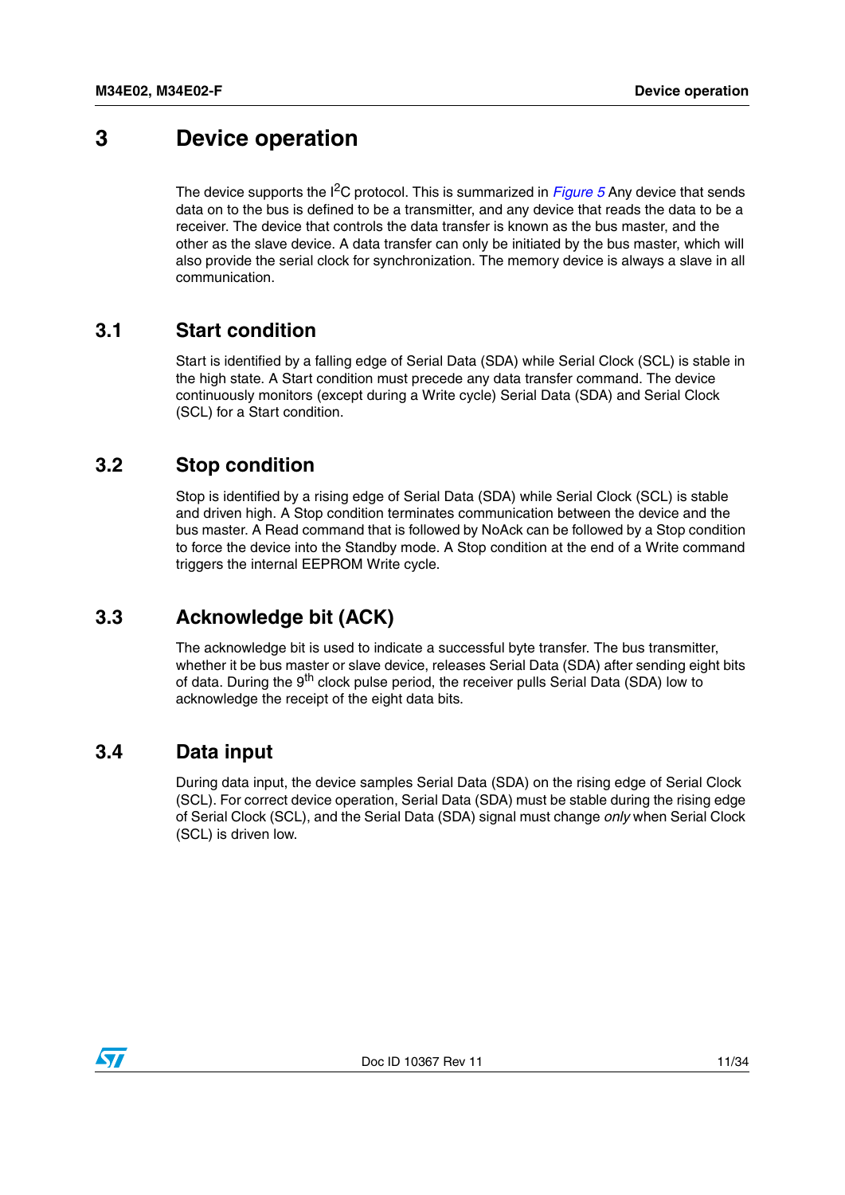# 3 Device operation

The device supports the $I^2C$ protocol. This is summarized in *Figure 5* Any device that sends data on to the bus is defined to be a transmitter, and any device that reads the data to be a receiver. The device that controls the data transfer is known as the bus master, and the other as the slave device. A data transfer can only be initiated by the bus master, which will also provide the serial clock for synchronization. The memory device is always a slave in all communication.

## 3.1 Start condition

Start is identified by a falling edge of Serial Data (SDA) while Serial Clock (SCL) is stable in the high state. A Start condition must precede any data transfer command. The device continuously monitors (except during a Write cycle) Serial Data (SDA) and Serial Clock (SCL) for a Start condition.

## 3.2 Stop condition

Stop is identified by a rising edge of Serial Data (SDA) while Serial Clock (SCL) is stable and driven high. A Stop condition terminates communication between the device and the bus master. A Read command that is followed by NoAck can be followed by a Stop condition to force the device into the Standby mode. A Stop condition at the end of a Write command triggers the internal EEPROM Write cycle.

## 3.3 Acknowledge bit (ACK)

The acknowledge bit is used to indicate a successful byte transfer. The bus transmitter, whether it be bus master or slave device, releases Serial Data (SDA) after sending eight bits of data. During the $9^{th}$ clock pulse period, the receiver pulls Serial Data (SDA) low to acknowledge the receipt of the eight data bits.

## 3.4 Data input

During data input, the device samples Serial Data (SDA) on the rising edge of Serial Clock (SCL). For correct device operation, Serial Data (SDA) must be stable during the rising edge of Serial Clock (SCL), and the Serial Data (SDA) signal must change *only* when Serial Clock (SCL) is driven low.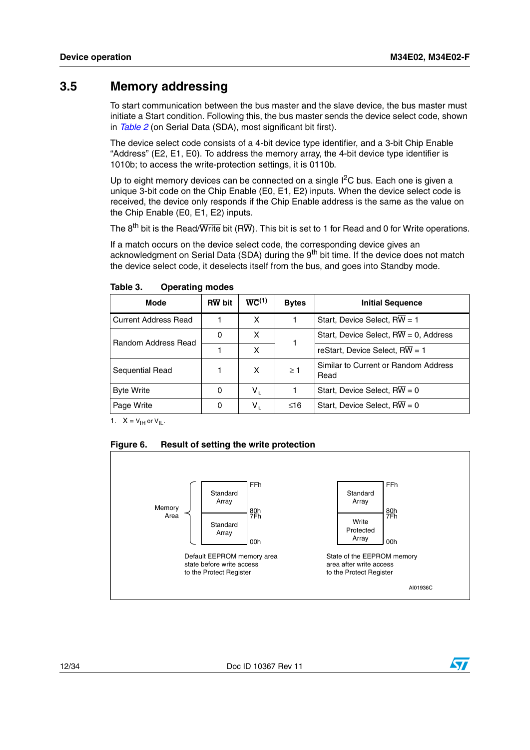## 3.5 Memory addressing

To start communication between the bus master and the slave device, the bus master must initiate a Start condition. Following this, the bus master sends the device select code, shown in *Table 2* (on Serial Data (SDA), most significant bit first).

The device select code consists of a 4-bit device type identifier, and a 3-bit Chip Enable “Address” (E2, E1, E0). To address the memory array, the 4-bit device type identifier is 1010b; to access the write-protection settings, it is 0110b.

Up to eight memory devices can be connected on a single $I^2C$ bus. Each one is given a unique 3-bit code on the Chip Enable (E0, E1, E2) inputs. When the device select code is received, the device only responds if the Chip Enable address is the same as the value on the Chip Enable (E0, E1, E2) inputs.

The $8^{th}$ bit is the Read/$\overline{\text{Write}}$ bit (R$\overline{\text{W}}$). This bit is set to 1 for Read and 0 for Write operations.

If a match occurs on the device select code, the corresponding device gives an acknowledgment on Serial Data (SDA) during the $9^{th}$ bit time. If the device does not match the device select code, it deselects itself from the bus, and goes into Standby mode.

**Table 3. Operating modes**

| Mode | R$\overline{\text{W}}$ bit | $\overline{\text{WC}}$[1] | Bytes | Initial Sequence |
|---|---|---|---|---|
| Current Address Read | 1 | X | 1 | Start, Device Select, R$\overline{\text{W}}$ = 1 |
| Random Address Read | 0 | X | 1 | Start, Device Select, R$\overline{\text{W}}$ = 0, Address |
| | 1 | X | | reStart, Device Select, R$\overline{\text{W}}$ = 1 |
| Sequential Read | 1 | X | ≥ 1 | Similar to Current or Random Address Read |
| Byte Write | 0 | $V_{IL}$ | 1 | Start, Device Select, R$\overline{\text{W}}$ = 0 |
| Page Write | 0 | $V_{IL}$ | ≤16 | Start, Device Select, R$\overline{\text{W}}$ = 0 |

1. X = $V_{IH}$ or $V_{IL}$.

**Figure 6. Result of setting the write protection**

| Memory Area | Default EEPROM memory area state before write access to the Protect Register | State of the EEPROM memory area after write access to the Protect Register |
|---|---|---|
| FFh – 80h | Standard Array | Standard Array |
| 7Fh – 00h | Standard Array | Write Protected Array |

AI01936C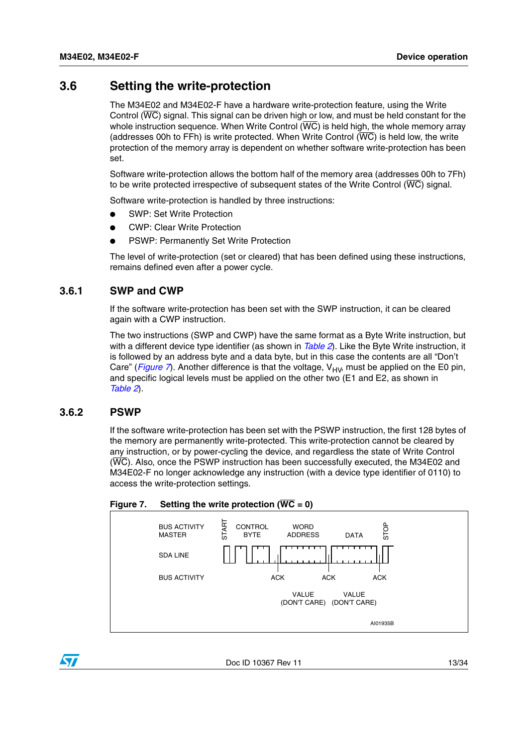## 3.6 Setting the write-protection

The M34E02 and M34E02-F have a hardware write-protection feature, using the Write Control ($\overline{WC}$) signal. This signal can be driven high or low, and must be held constant for the whole instruction sequence. When Write Control ($\overline{WC}$) is held high, the whole memory array (addresses 00h to FFh) is write protected. When Write Control ($\overline{WC}$) is held low, the write protection of the memory array is dependent on whether software write-protection has been set.

Software write-protection allows the bottom half of the memory area (addresses 00h to 7Fh) to be write protected irrespective of subsequent states of the Write Control ($\overline{WC}$) signal.

Software write-protection is handled by three instructions:

- SWP: Set Write Protection
- CWP: Clear Write Protection
- PSWP: Permanently Set Write Protection

The level of write-protection (set or cleared) that has been defined using these instructions, remains defined even after a power cycle.

### 3.6.1 SWP and CWP

If the software write-protection has been set with the SWP instruction, it can be cleared again with a CWP instruction.

The two instructions (SWP and CWP) have the same format as a Byte Write instruction, but with a different device type identifier (as shown in *Table 2*). Like the Byte Write instruction, it is followed by an address byte and a data byte, but in this case the contents are all “Don’t Care” (*Figure 7*). Another difference is that the voltage, $V_{HV}$, must be applied on the E0 pin, and specific logical levels must be applied on the other two (E1 and E2, as shown in *Table 2*).

### 3.6.2 PSWP

If the software write-protection has been set with the PSWP instruction, the first 128 bytes of the memory are permanently write-protected. This write-protection cannot be cleared by any instruction, or by power-cycling the device, and regardless the state of Write Control ($\overline{WC}$). Also, once the PSWP instruction has been successfully executed, the M34E02 and M34E02-F no longer acknowledge any instruction (with a device type identifier of 0110) to access the write-protection settings.

**Figure 7. Setting the write protection ($\overline{WC}$ = 0)**

BUS ACTIVITY MASTER — START — CONTROL BYTE — WORD ADDRESS — DATA — STOP

SDA LINE

BUS ACTIVITY — ACK — ACK — ACK

VALUE (DON'T CARE) — VALUE (DON'T CARE)

AI01935B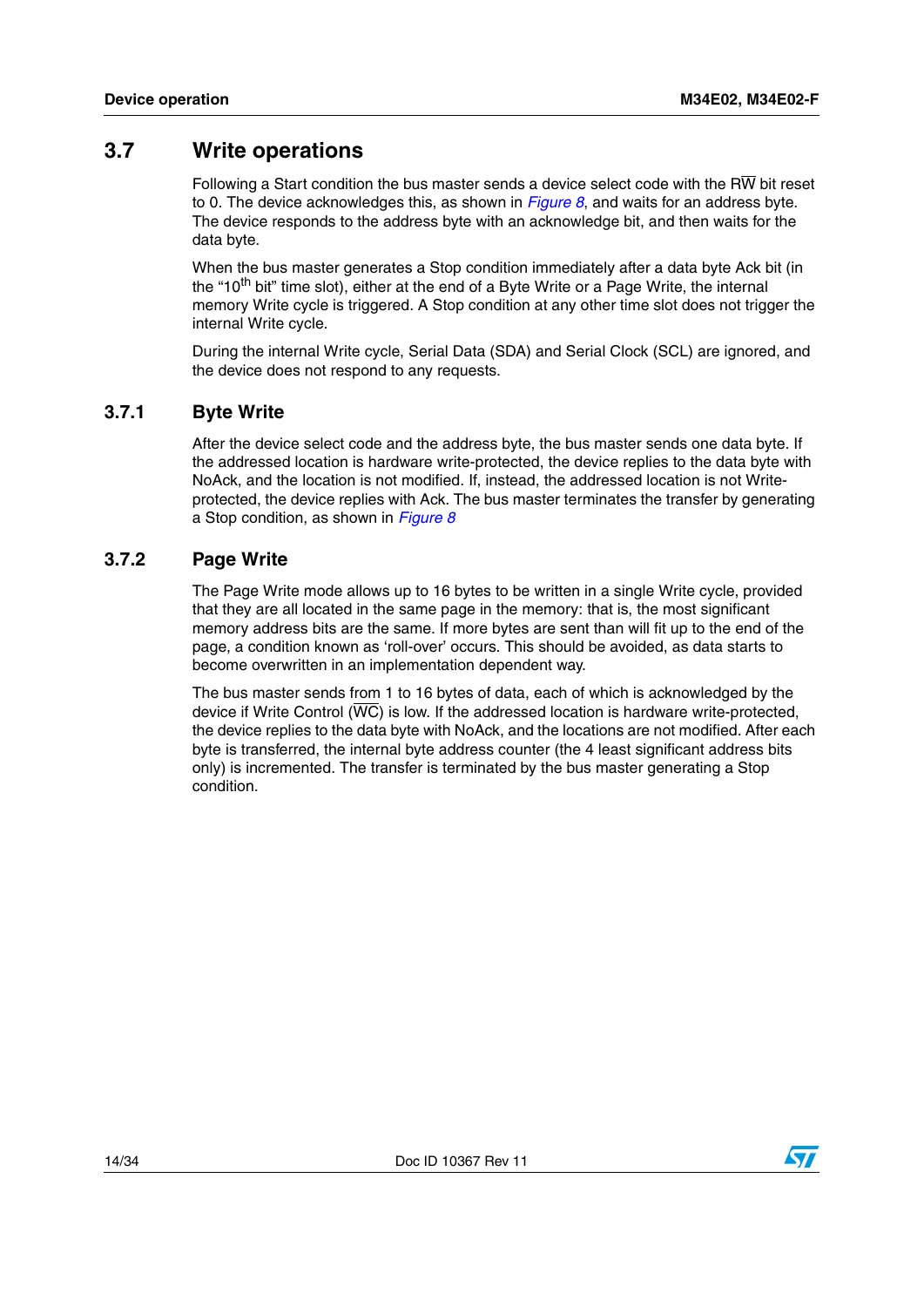## 3.7 Write operations

Following a Start condition the bus master sends a device select code with the R$\overline{\text{W}}$ bit reset to 0. The device acknowledges this, as shown in *Figure 8*, and waits for an address byte. The device responds to the address byte with an acknowledge bit, and then waits for the data byte.

When the bus master generates a Stop condition immediately after a data byte Ack bit (in the "10$^{th}$ bit" time slot), either at the end of a Byte Write or a Page Write, the internal memory Write cycle is triggered. A Stop condition at any other time slot does not trigger the internal Write cycle.

During the internal Write cycle, Serial Data (SDA) and Serial Clock (SCL) are ignored, and the device does not respond to any requests.

### 3.7.1 Byte Write

After the device select code and the address byte, the bus master sends one data byte. If the addressed location is hardware write-protected, the device replies to the data byte with NoAck, and the location is not modified. If, instead, the addressed location is not Write-protected, the device replies with Ack. The bus master terminates the transfer by generating a Stop condition, as shown in *Figure 8*

### 3.7.2 Page Write

The Page Write mode allows up to 16 bytes to be written in a single Write cycle, provided that they are all located in the same page in the memory: that is, the most significant memory address bits are the same. If more bytes are sent than will fit up to the end of the page, a condition known as 'roll-over' occurs. This should be avoided, as data starts to become overwritten in an implementation dependent way.

The bus master sends from 1 to 16 bytes of data, each of which is acknowledged by the device if Write Control ($\overline{\text{WC}}$) is low. If the addressed location is hardware write-protected, the device replies to the data byte with NoAck, and the locations are not modified. After each byte is transferred, the internal byte address counter (the 4 least significant address bits only) is incremented. The transfer is terminated by the bus master generating a Stop condition.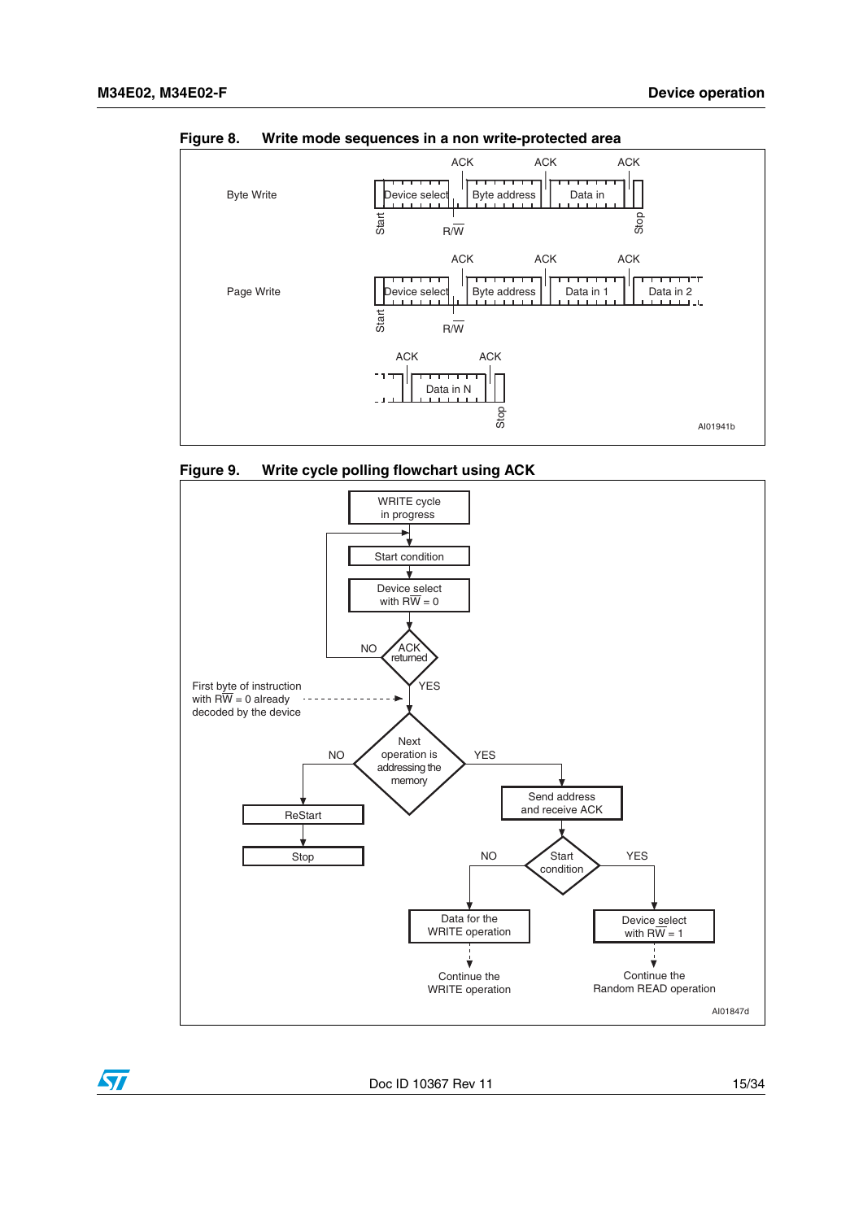**Figure 8. Write mode sequences in a non write-protected area**

Byte Write: Start | Device select | R/W | ACK | Byte address | ACK | Data in | ACK | Stop

Page Write: Start | Device select | R/W | ACK | Byte address | ACK | Data in 1 | ACK | Data in 2 | ... | ACK | Data in N | ACK | Stop

AI01941b

**Figure 9. Write cycle polling flowchart using ACK**

- WRITE cycle in progress
- Start condition
- Device select with $\overline{RW}$ = 0
- ACK returned? NO → back to Start condition; YES → continue
- First byte of instruction with $\overline{RW}$ = 0 already decoded by the device
- Next operation is addressing the memory?
  - NO → ReStart → Stop
  - YES → Send address and receive ACK → Start condition?
    - NO → Data for the WRITE operation → Continue the WRITE operation
    - YES → Device select with $\overline{RW}$ = 1 → Continue the Random READ operation

AI01847d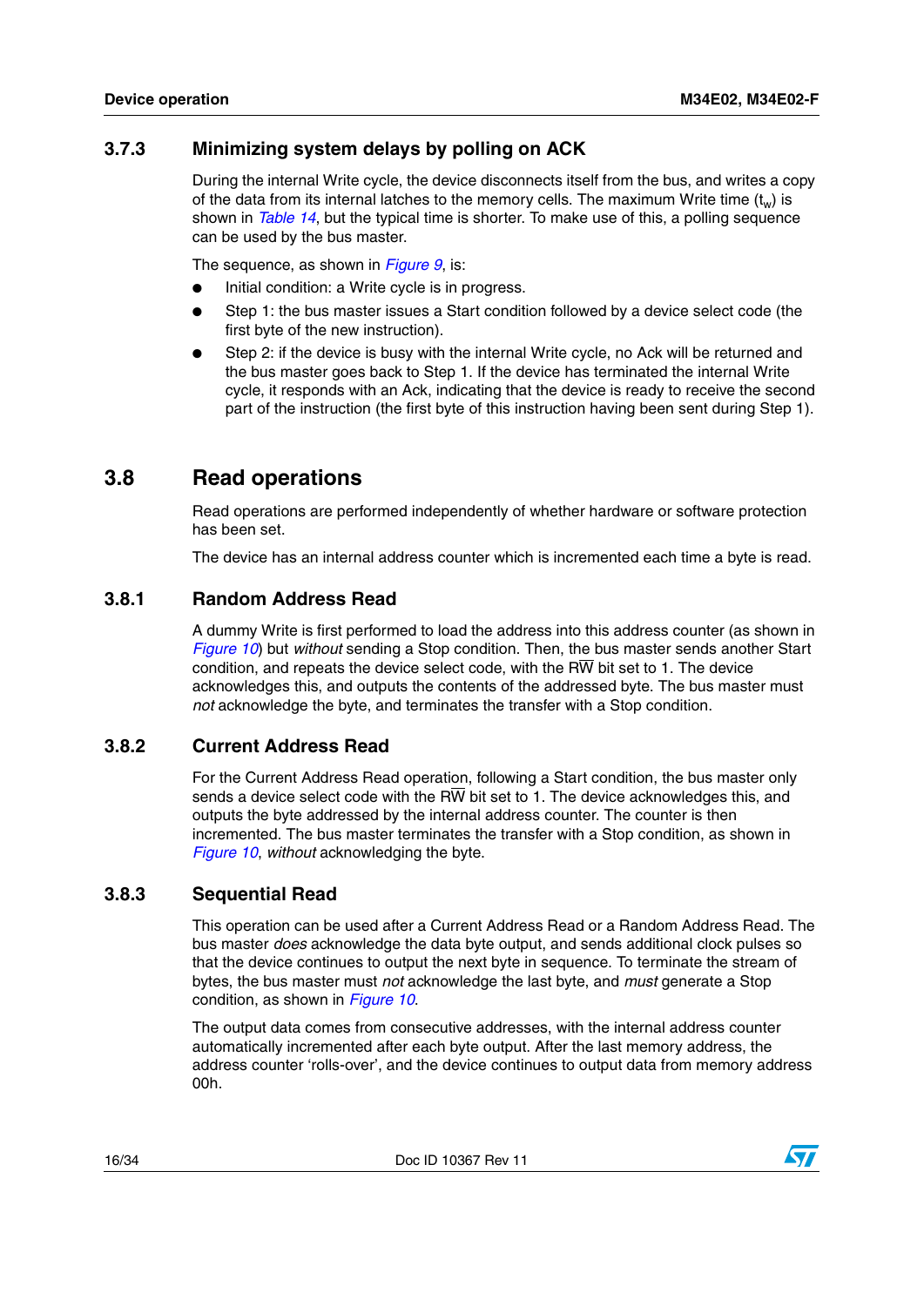### 3.7.3 Minimizing system delays by polling on ACK

During the internal Write cycle, the device disconnects itself from the bus, and writes a copy of the data from its internal latches to the memory cells. The maximum Write time ($t_w$) is shown in *Table 14*, but the typical time is shorter. To make use of this, a polling sequence can be used by the bus master.

The sequence, as shown in *Figure 9*, is:

- Initial condition: a Write cycle is in progress.
- Step 1: the bus master issues a Start condition followed by a device select code (the first byte of the new instruction).
- Step 2: if the device is busy with the internal Write cycle, no Ack will be returned and the bus master goes back to Step 1. If the device has terminated the internal Write cycle, it responds with an Ack, indicating that the device is ready to receive the second part of the instruction (the first byte of this instruction having been sent during Step 1).

## 3.8 Read operations

Read operations are performed independently of whether hardware or software protection has been set.

The device has an internal address counter which is incremented each time a byte is read.

### 3.8.1 Random Address Read

A dummy Write is first performed to load the address into this address counter (as shown in *Figure 10*) but *without* sending a Stop condition. Then, the bus master sends another Start condition, and repeats the device select code, with the $R\overline{W}$ bit set to 1. The device acknowledges this, and outputs the contents of the addressed byte. The bus master must *not* acknowledge the byte, and terminates the transfer with a Stop condition.

### 3.8.2 Current Address Read

For the Current Address Read operation, following a Start condition, the bus master only sends a device select code with the $R\overline{W}$ bit set to 1. The device acknowledges this, and outputs the byte addressed by the internal address counter. The counter is then incremented. The bus master terminates the transfer with a Stop condition, as shown in *Figure 10*, *without* acknowledging the byte.

### 3.8.3 Sequential Read

This operation can be used after a Current Address Read or a Random Address Read. The bus master *does* acknowledge the data byte output, and sends additional clock pulses so that the device continues to output the next byte in sequence. To terminate the stream of bytes, the bus master must *not* acknowledge the last byte, and *must* generate a Stop condition, as shown in *Figure 10*.

The output data comes from consecutive addresses, with the internal address counter automatically incremented after each byte output. After the last memory address, the address counter 'rolls-over', and the device continues to output data from memory address 00h.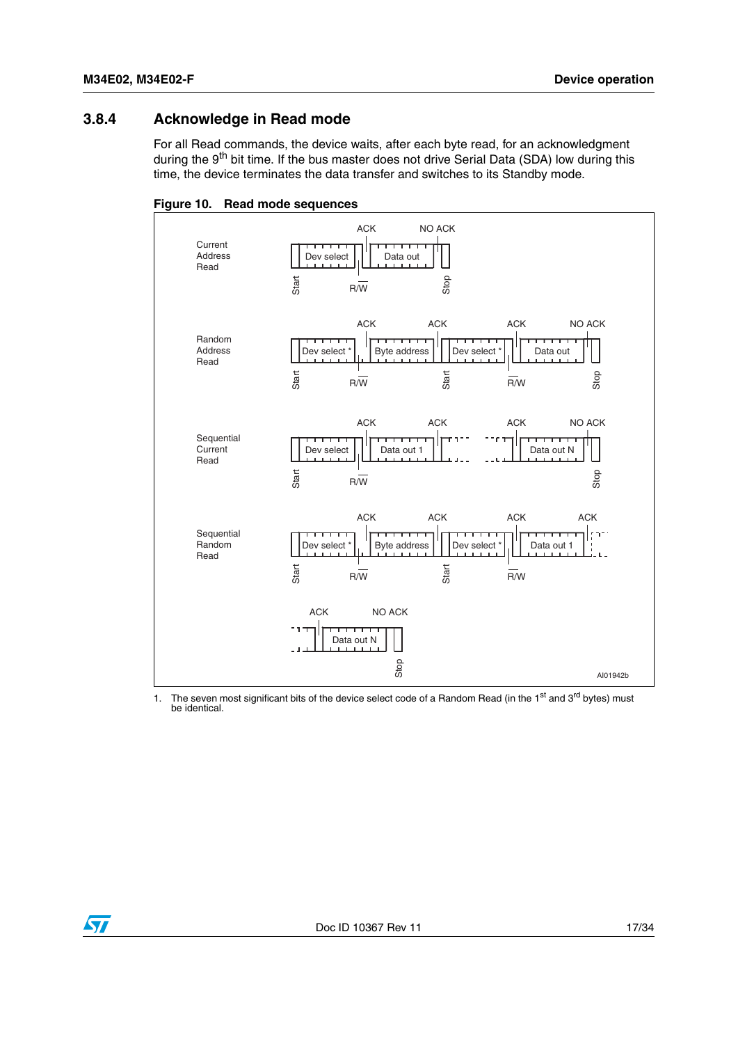### 3.8.4 Acknowledge in Read mode

For all Read commands, the device waits, after each byte read, for an acknowledgment during the 9th bit time. If the bus master does not drive Serial Data (SDA) low during this time, the device terminates the data transfer and switches to its Standby mode.

**Figure 10. Read mode sequences**

1. The seven most significant bits of the device select code of a Random Read (in the 1st and 3rd bytes) must be identical.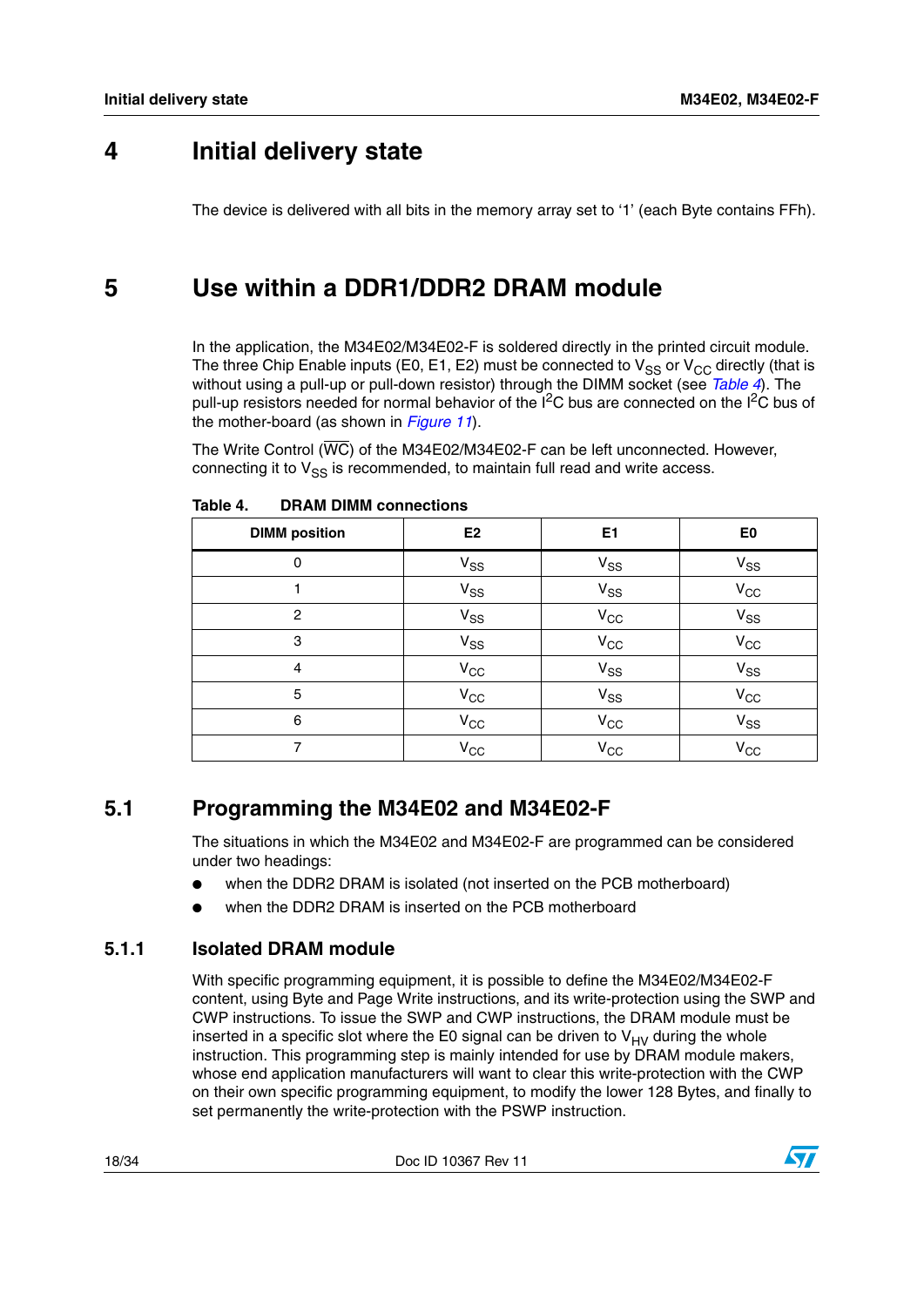# 4 Initial delivery state

The device is delivered with all bits in the memory array set to '1' (each Byte contains FFh).

# 5 Use within a DDR1/DDR2 DRAM module

In the application, the M34E02/M34E02-F is soldered directly in the printed circuit module. The three Chip Enable inputs (E0, E1, E2) must be connected to $V_{SS}$ or $V_{CC}$ directly (that is without using a pull-up or pull-down resistor) through the DIMM socket (see *Table 4*). The pull-up resistors needed for normal behavior of the $I^2C$ bus are connected on the $I^2C$ bus of the mother-board (as shown in *Figure 11*).

The Write Control ($\overline{WC}$) of the M34E02/M34E02-F can be left unconnected. However, connecting it to $V_{SS}$ is recommended, to maintain full read and write access.

**Table 4. DRAM DIMM connections**

| DIMM position | E2 | E1 | E0 |
|---|---|---|---|
| 0 | $V_{SS}$ | $V_{SS}$ | $V_{SS}$ |
| 1 | $V_{SS}$ | $V_{SS}$ | $V_{CC}$ |
| 2 | $V_{SS}$ | $V_{CC}$ | $V_{SS}$ |
| 3 | $V_{SS}$ | $V_{CC}$ | $V_{CC}$ |
| 4 | $V_{CC}$ | $V_{SS}$ | $V_{SS}$ |
| 5 | $V_{CC}$ | $V_{SS}$ | $V_{CC}$ |
| 6 | $V_{CC}$ | $V_{CC}$ | $V_{SS}$ |
| 7 | $V_{CC}$ | $V_{CC}$ | $V_{CC}$ |

## 5.1 Programming the M34E02 and M34E02-F

The situations in which the M34E02 and M34E02-F are programmed can be considered under two headings:

- when the DDR2 DRAM is isolated (not inserted on the PCB motherboard)
- when the DDR2 DRAM is inserted on the PCB motherboard

### 5.1.1 Isolated DRAM module

With specific programming equipment, it is possible to define the M34E02/M34E02-F content, using Byte and Page Write instructions, and its write-protection using the SWP and CWP instructions. To issue the SWP and CWP instructions, the DRAM module must be inserted in a specific slot where the E0 signal can be driven to $V_{HV}$ during the whole instruction. This programming step is mainly intended for use by DRAM module makers, whose end application manufacturers will want to clear this write-protection with the CWP on their own specific programming equipment, to modify the lower 128 Bytes, and finally to set permanently the write-protection with the PSWP instruction.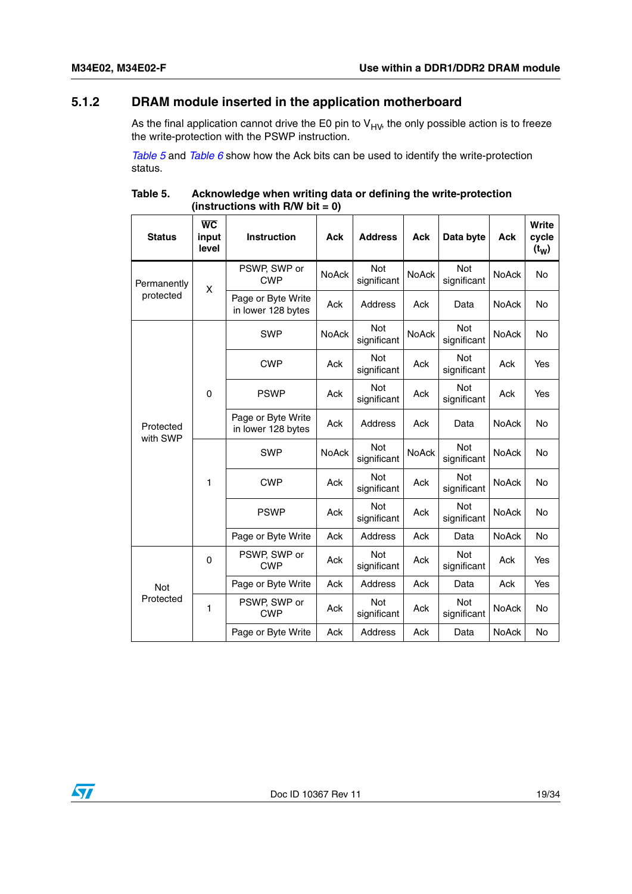### 5.1.2 DRAM module inserted in the application motherboard

As the final application cannot drive the E0 pin to $V_{HV}$, the only possible action is to freeze the write-protection with the PSWP instruction.

*Table 5* and *Table 6* show how the Ack bits can be used to identify the write-protection status.

**Table 5. Acknowledge when writing data or defining the write-protection (instructions with R/W bit = 0)**

| Status | $\overline{WC}$ input level | Instruction | Ack | Address | Ack | Data byte | Ack | Write cycle ($t_W$) |
|---|---|---|---|---|---|---|---|---|
| Permanently protected | X | PSWP, SWP or CWP | NoAck | Not significant | NoAck | Not significant | NoAck | No |
| | | Page or Byte Write in lower 128 bytes | Ack | Address | Ack | Data | NoAck | No |
| Protected with SWP | 0 | SWP | NoAck | Not significant | NoAck | Not significant | NoAck | No |
| | | CWP | Ack | Not significant | Ack | Not significant | Ack | Yes |
| | | PSWP | Ack | Not significant | Ack | Not significant | Ack | Yes |
| | | Page or Byte Write in lower 128 bytes | Ack | Address | Ack | Data | NoAck | No |
| | 1 | SWP | NoAck | Not significant | NoAck | Not significant | NoAck | No |
| | | CWP | Ack | Not significant | Ack | Not significant | NoAck | No |
| | | PSWP | Ack | Not significant | Ack | Not significant | NoAck | No |
| | | Page or Byte Write | Ack | Address | Ack | Data | NoAck | No |
| Not Protected | 0 | PSWP, SWP or CWP | Ack | Not significant | Ack | Not significant | Ack | Yes |
| | | Page or Byte Write | Ack | Address | Ack | Data | Ack | Yes |
| | 1 | PSWP, SWP or CWP | Ack | Not significant | Ack | Not significant | NoAck | No |
| | | Page or Byte Write | Ack | Address | Ack | Data | NoAck | No |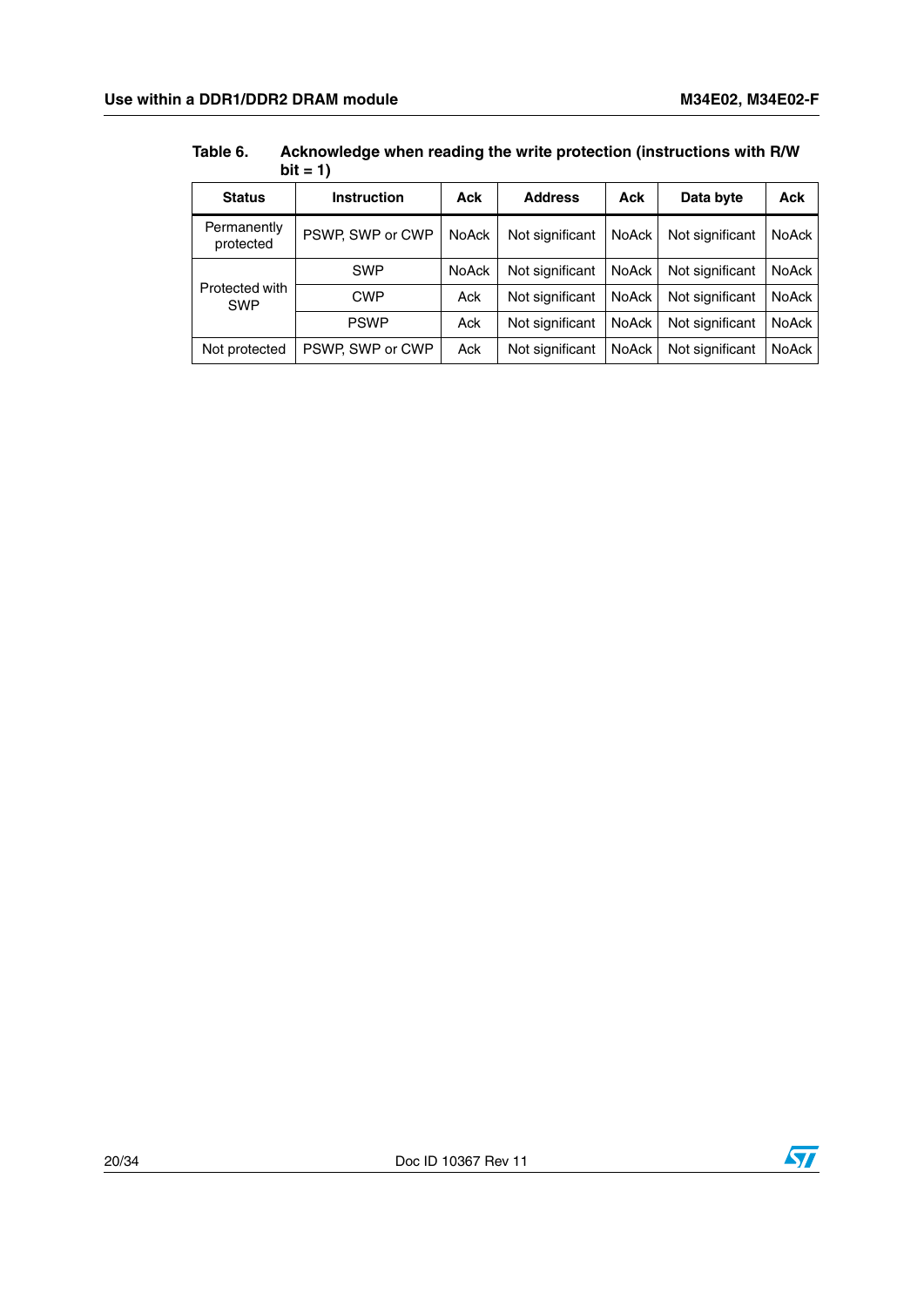Table 6. Acknowledge when reading the write protection (instructions with R/W bit = 1)

| Status | Instruction | Ack | Address | Ack | Data byte | Ack |
|---|---|---|---|---|---|---|
| Permanently protected | PSWP, SWP or CWP | NoAck | Not significant | NoAck | Not significant | NoAck |
| Protected with SWP | SWP | NoAck | Not significant | NoAck | Not significant | NoAck |
| | CWP | Ack | Not significant | NoAck | Not significant | NoAck |
| | PSWP | Ack | Not significant | NoAck | Not significant | NoAck |
| Not protected | PSWP, SWP or CWP | Ack | Not significant | NoAck | Not significant | NoAck |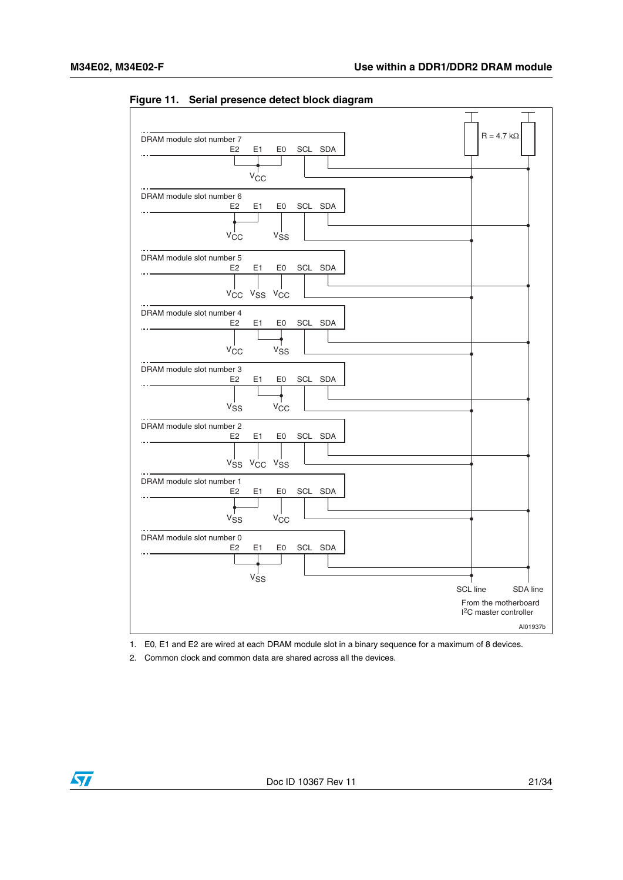**Figure 11. Serial presence detect block diagram**

1. E0, E1 and E2 are wired at each DRAM module slot in a binary sequence for a maximum of 8 devices.
2. Common clock and common data are shared across all the devices.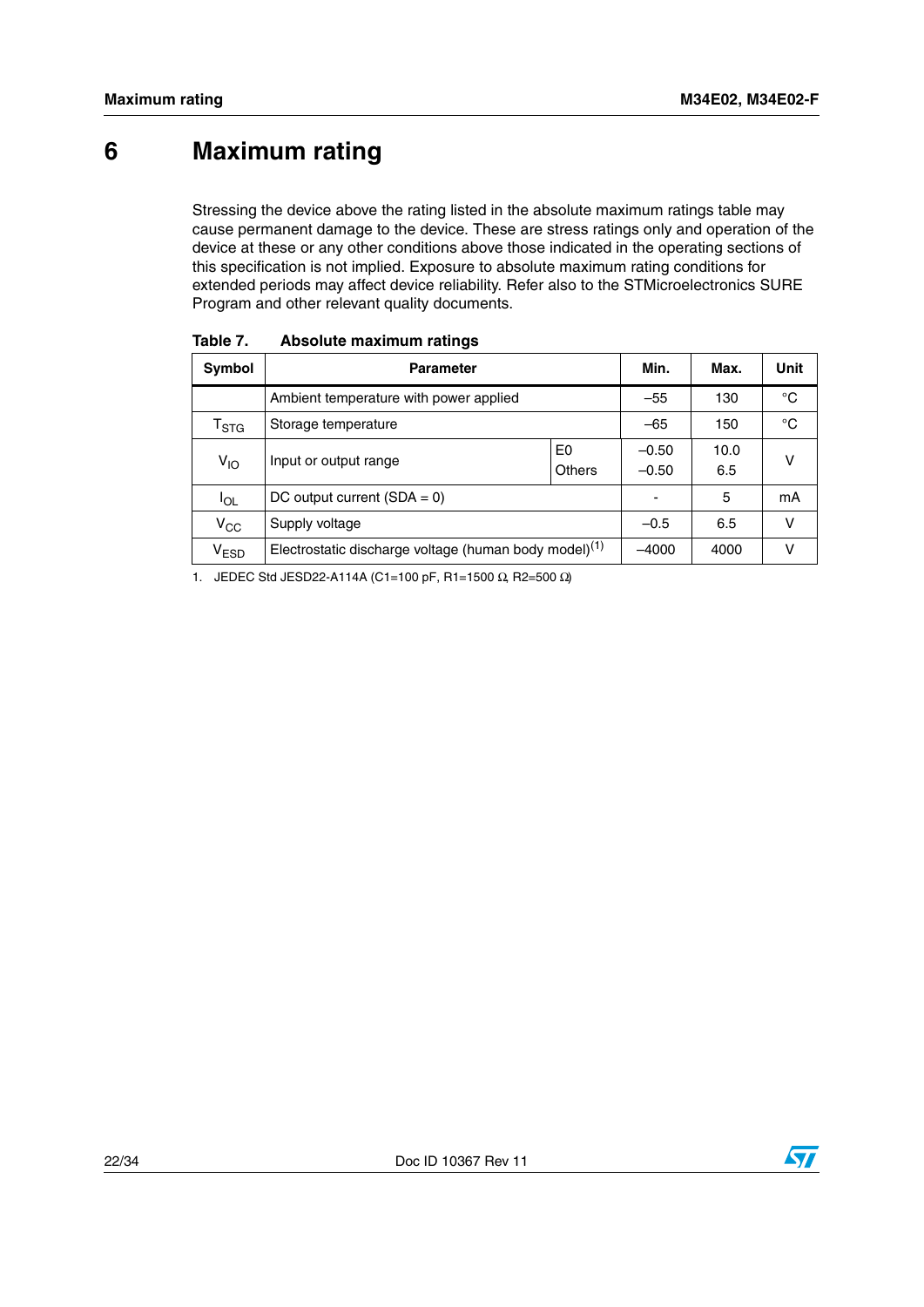# 6 Maximum rating

Stressing the device above the rating listed in the absolute maximum ratings table may cause permanent damage to the device. These are stress ratings only and operation of the device at these or any other conditions above those indicated in the operating sections of this specification is not implied. Exposure to absolute maximum rating conditions for extended periods may affect device reliability. Refer also to the STMicroelectronics SURE Program and other relevant quality documents.

**Table 7. Absolute maximum ratings**

| Symbol | Parameter | | Min. | Max. | Unit |
|---|---|---|---|---|---|
| | Ambient temperature with power applied | | –55 | 130 | °C |
| $T_{STG}$ | Storage temperature | | –65 | 150 | °C |
| $V_{IO}$ | Input or output range | E0 | –0.50 | 10.0 | V |
| | | Others | –0.50 | 6.5 | |
| $I_{OL}$ | DC output current (SDA = 0) | | - | 5 | mA |
| $V_{CC}$ | Supply voltage | | –0.5 | 6.5 | V |
| $V_{ESD}$ | Electrostatic discharge voltage (human body model)(1) | | –4000 | 4000 | V |

1. JEDEC Std JESD22-A114A (C1=100 pF, R1=1500 Ω, R2=500 Ω)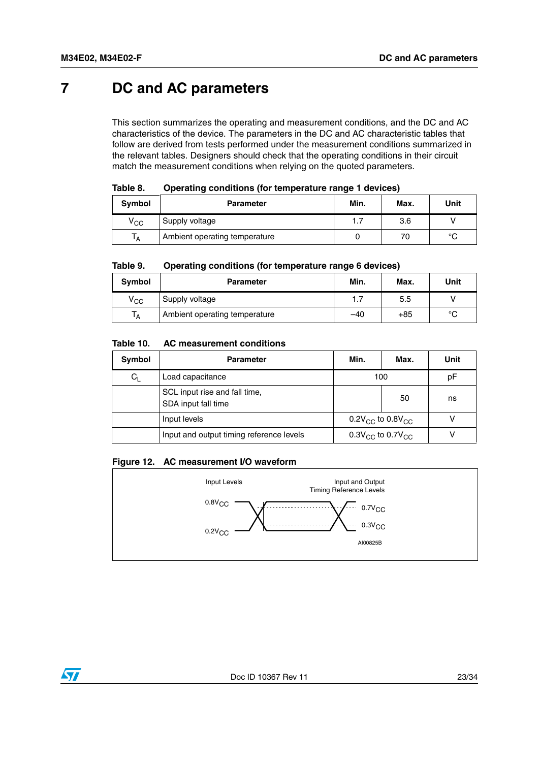# 7 DC and AC parameters

This section summarizes the operating and measurement conditions, and the DC and AC characteristics of the device. The parameters in the DC and AC characteristic tables that follow are derived from tests performed under the measurement conditions summarized in the relevant tables. Designers should check that the operating conditions in their circuit match the measurement conditions when relying on the quoted parameters.

**Table 8. Operating conditions (for temperature range 1 devices)**

| Symbol | Parameter | Min. | Max. | Unit |
|---|---|---|---|---|
| $V_{CC}$ | Supply voltage | 1.7 | 3.6 | V |
| $T_A$ | Ambient operating temperature | 0 | 70 | °C |

**Table 9. Operating conditions (for temperature range 6 devices)**

| Symbol | Parameter | Min. | Max. | Unit |
|---|---|---|---|---|
| $V_{CC}$ | Supply voltage | 1.7 | 5.5 | V |
| $T_A$ | Ambient operating temperature | –40 | +85 | °C |

**Table 10. AC measurement conditions**

| Symbol | Parameter | Min. | Max. | Unit |
|---|---|---|---|---|
| $C_L$ | Load capacitance | 100 | | pF |
| | SCL input rise and fall time, SDA input fall time | | 50 | ns |
| | Input levels | $0.2V_{CC}$ to $0.8V_{CC}$ | | V |
| | Input and output timing reference levels | $0.3V_{CC}$ to $0.7V_{CC}$ | | V |

**Figure 12. AC measurement I/O waveform**

Input Levels: $0.8V_{CC}$, $0.2V_{CC}$

Input and Output Timing Reference Levels: $0.7V_{CC}$, $0.3V_{CC}$

AI00825B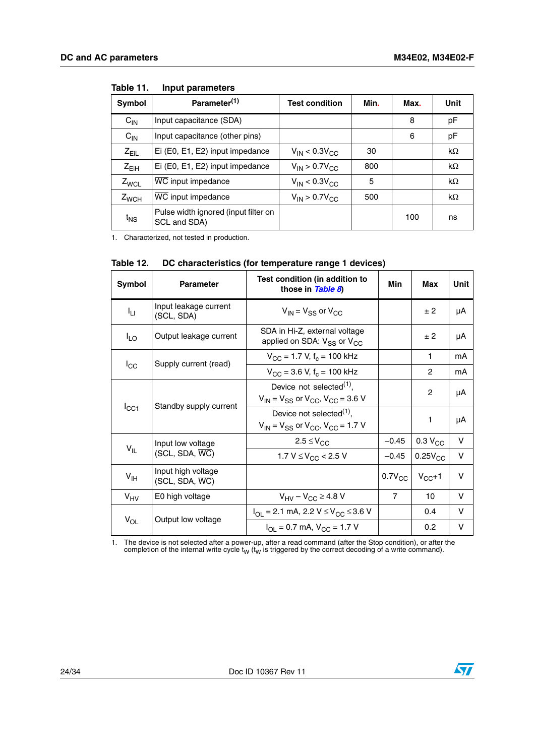Table 11. Input parameters

| Symbol | Parameter[(1)] | Test condition | Min. | Max. | Unit |
|---|---|---|---|---|---|
| $C_{IN}$ | Input capacitance (SDA) | | | 8 | pF |
| $C_{IN}$ | Input capacitance (other pins) | | | 6 | pF |
| $Z_{EiL}$ | Ei (E0, E1, E2) input impedance | $V_{IN} < 0.3V_{CC}$ | 30 | | kΩ |
| $Z_{EiH}$ | Ei (E0, E1, E2) input impedance | $V_{IN} > 0.7V_{CC}$ | 800 | | kΩ |
| $Z_{WCL}$ | $\overline{WC}$ input impedance | $V_{IN} < 0.3V_{CC}$ | 5 | | kΩ |
| $Z_{WCH}$ | $\overline{WC}$ input impedance | $V_{IN} > 0.7V_{CC}$ | 500 | | kΩ |
| $t_{NS}$ | Pulse width ignored (input filter on SCL and SDA) | | | 100 | ns |

1. Characterized, not tested in production.

Table 12. DC characteristics (for temperature range 1 devices)

| Symbol | Parameter | Test condition (in addition to those in *Table 8*) | Min | Max | Unit |
|---|---|---|---|---|---|
| $I_{LI}$ | Input leakage current (SCL, SDA) | $V_{IN} = V_{SS}$ or $V_{CC}$ | | ± 2 | µA |
| $I_{LO}$ | Output leakage current | SDA in Hi-Z, external voltage applied on SDA: $V_{SS}$ or $V_{CC}$ | | ± 2 | µA |
| $I_{CC}$ | Supply current (read) | $V_{CC}$ = 1.7 V, $f_c$ = 100 kHz | | 1 | mA |
| | | $V_{CC}$ = 3.6 V, $f_c$ = 100 kHz | | 2 | mA |
| $I_{CC1}$ | Standby supply current | Device not selected[(1)], $V_{IN} = V_{SS}$ or $V_{CC}$, $V_{CC}$ = 3.6 V | | 2 | µA |
| | | Device not selected[(1)], $V_{IN} = V_{SS}$ or $V_{CC}$, $V_{CC}$ = 1.7 V | | 1 | µA |
| $V_{IL}$ | Input low voltage (SCL, SDA, $\overline{WC}$) | $2.5 \le V_{CC}$ | –0.45 | 0.3 $V_{CC}$ | V |
| | | 1.7 V $\le V_{CC} <$ 2.5 V | –0.45 | 0.25$V_{CC}$ | V |
| $V_{IH}$ | Input high voltage (SCL, SDA, $\overline{WC}$) | | 0.7$V_{CC}$ | $V_{CC}$+1 | V |
| $V_{HV}$ | E0 high voltage | $V_{HV} - V_{CC} \ge$ 4.8 V | 7 | 10 | V |
| $V_{OL}$ | Output low voltage | $I_{OL}$ = 2.1 mA, 2.2 V $\le V_{CC} \le$ 3.6 V | | 0.4 | V |
| | | $I_{OL}$ = 0.7 mA, $V_{CC}$ = 1.7 V | | 0.2 | V |

1. The device is not selected after a power-up, after a read command (after the Stop condition), or after the completion of the internal write cycle $t_W$ ($t_W$ is triggered by the correct decoding of a write command).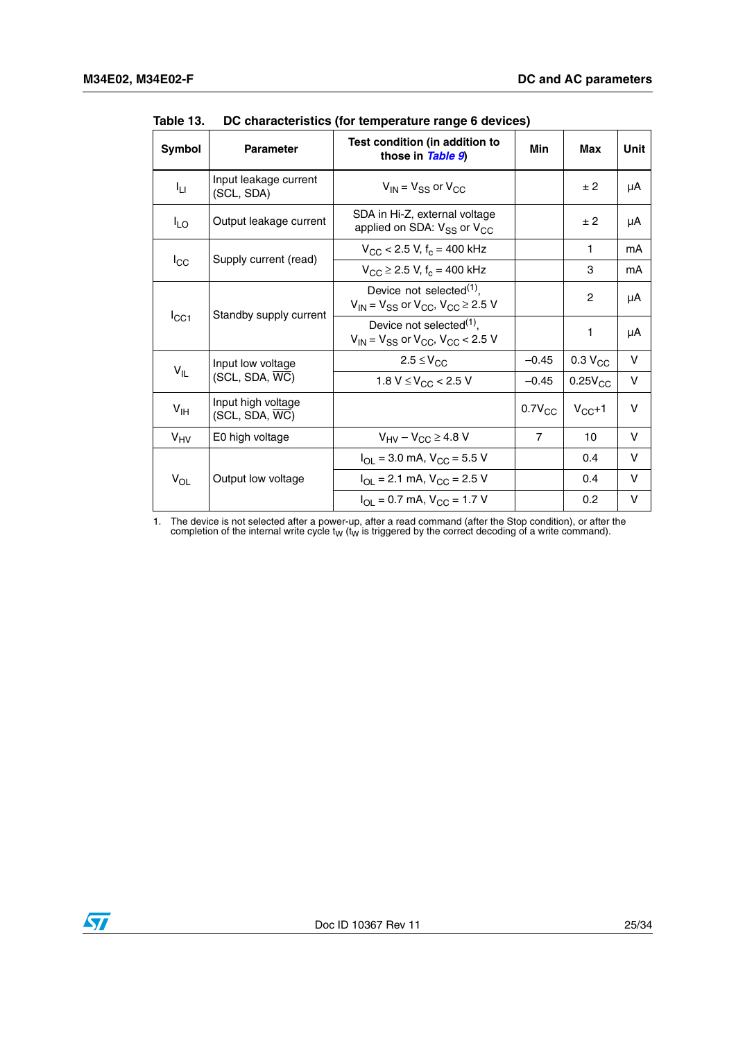Table 13. DC characteristics (for temperature range 6 devices)

| Symbol | Parameter | Test condition (in addition to those in *Table 9*) | Min | Max | Unit |
|---|---|---|---|---|---|
| $I_{LI}$ | Input leakage current (SCL, SDA) | $V_{IN} = V_{SS}$ or $V_{CC}$ | | ± 2 | µA |
| $I_{LO}$ | Output leakage current | SDA in Hi-Z, external voltage applied on SDA: $V_{SS}$ or $V_{CC}$ | | ± 2 | µA |
| $I_{CC}$ | Supply current (read) | $V_{CC} < 2.5$ V, $f_c = 400$ kHz | | 1 | mA |
| | | $V_{CC} \geq 2.5$ V, $f_c = 400$ kHz | | 3 | mA |
| $I_{CC1}$ | Standby supply current | Device not selected[1], $V_{IN} = V_{SS}$ or $V_{CC}$, $V_{CC} \geq 2.5$ V | | 2 | µA |
| | | Device not selected[1], $V_{IN} = V_{SS}$ or $V_{CC}$, $V_{CC} < 2.5$ V | | 1 | µA |
| $V_{IL}$ | Input low voltage (SCL, SDA, $\overline{WC}$) | $2.5 \leq V_{CC}$ | –0.45 | 0.3 $V_{CC}$ | V |
| | | $1.8\text{ V} \leq V_{CC} < 2.5$ V | –0.45 | 0.25$V_{CC}$ | V |
| $V_{IH}$ | Input high voltage (SCL, SDA, $\overline{WC}$) | | 0.7$V_{CC}$ | $V_{CC}$+1 | V |
| $V_{HV}$ | E0 high voltage | $V_{HV} - V_{CC} \geq 4.8$ V | 7 | 10 | V |
| $V_{OL}$ | Output low voltage | $I_{OL} = 3.0$ mA, $V_{CC} = 5.5$ V | | 0.4 | V |
| | | $I_{OL} = 2.1$ mA, $V_{CC} = 2.5$ V | | 0.4 | V |
| | | $I_{OL} = 0.7$ mA, $V_{CC} = 1.7$ V | | 0.2 | V |

1. The device is not selected after a power-up, after a read command (after the Stop condition), or after the completion of the internal write cycle $t_W$ ($t_W$ is triggered by the correct decoding of a write command).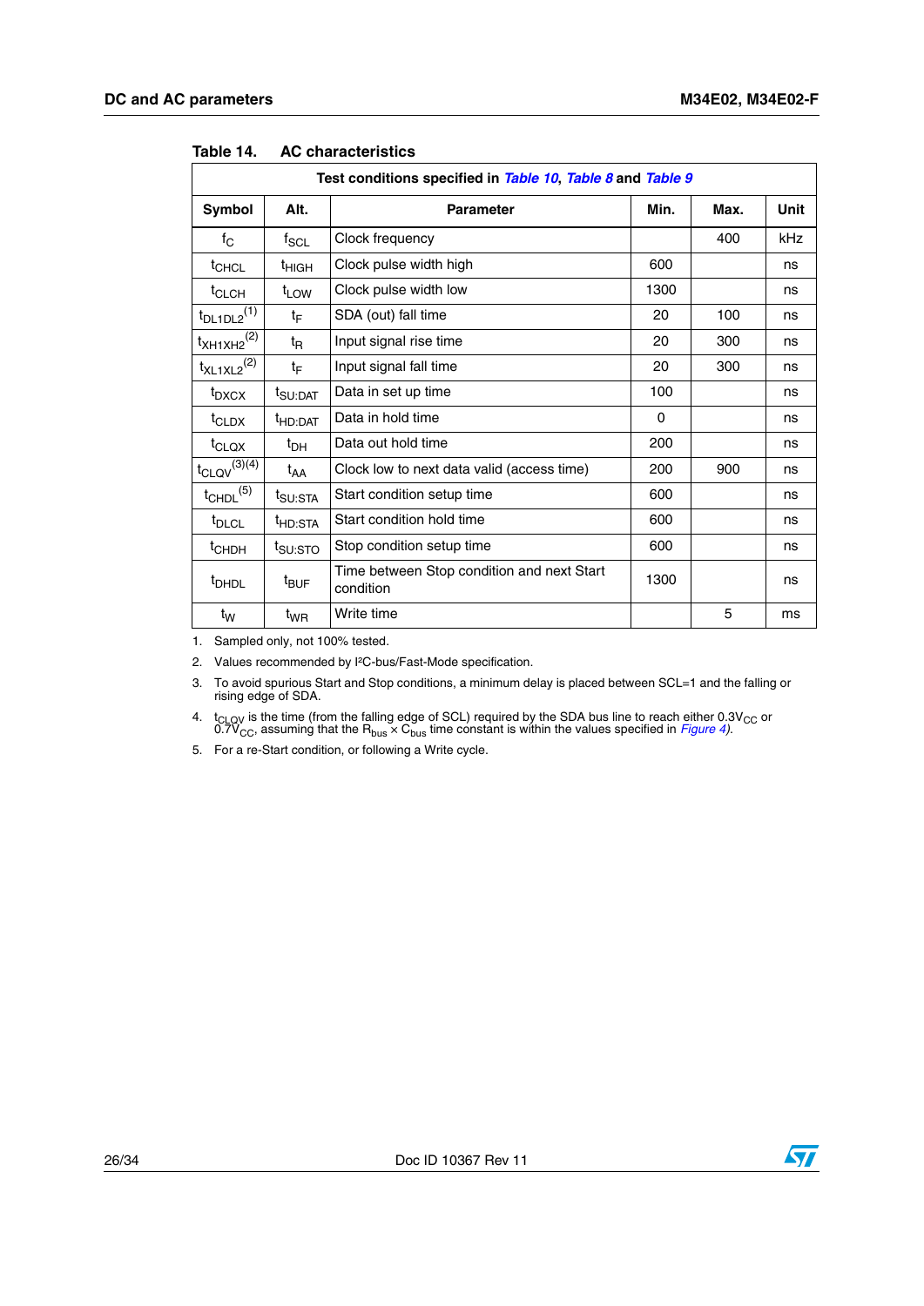Table 14. AC characteristics

| Test conditions specified in *Table 10*, *Table 8* and *Table 9* | | | | | |
|---|---|---|---|---|---|
| Symbol | Alt. | Parameter | Min. | Max. | Unit |
| $f_C$ | $f_{SCL}$ | Clock frequency | | 400 | kHz |
| $t_{CHCL}$ | $t_{HIGH}$ | Clock pulse width high | 600 | | ns |
| $t_{CLCH}$ | $t_{LOW}$ | Clock pulse width low | 1300 | | ns |
| $t_{DL1DL2}$[1] | $t_F$ | SDA (out) fall time | 20 | 100 | ns |
| $t_{XH1XH2}$[2] | $t_R$ | Input signal rise time | 20 | 300 | ns |
| $t_{XL1XL2}$[2] | $t_F$ | Input signal fall time | 20 | 300 | ns |
| $t_{DXCX}$ | $t_{SU:DAT}$ | Data in set up time | 100 | | ns |
| $t_{CLDX}$ | $t_{HD:DAT}$ | Data in hold time | 0 | | ns |
| $t_{CLQX}$ | $t_{DH}$ | Data out hold time | 200 | | ns |
| $t_{CLQV}$[3][4] | $t_{AA}$ | Clock low to next data valid (access time) | 200 | 900 | ns |
| $t_{CHDL}$[5] | $t_{SU:STA}$ | Start condition setup time | 600 | | ns |
| $t_{DLCL}$ | $t_{HD:STA}$ | Start condition hold time | 600 | | ns |
| $t_{CHDH}$ | $t_{SU:STO}$ | Stop condition setup time | 600 | | ns |
| $t_{DHDL}$ | $t_{BUF}$ | Time between Stop condition and next Start condition | 1300 | | ns |
| $t_W$ | $t_{WR}$ | Write time | | 5 | ms |

1. Sampled only, not 100% tested.
2. Values recommended by I²C-bus/Fast-Mode specification.
3. To avoid spurious Start and Stop conditions, a minimum delay is placed between SCL=1 and the falling or rising edge of SDA.
4. $t_{CLQV}$ is the time (from the falling edge of SCL) required by the SDA bus line to reach either $0.3V_{CC}$ or $0.7V_{CC}$, assuming that the $R_{bus} \times C_{bus}$ time constant is within the values specified in *Figure 4*).
5. For a re-Start condition, or following a Write cycle.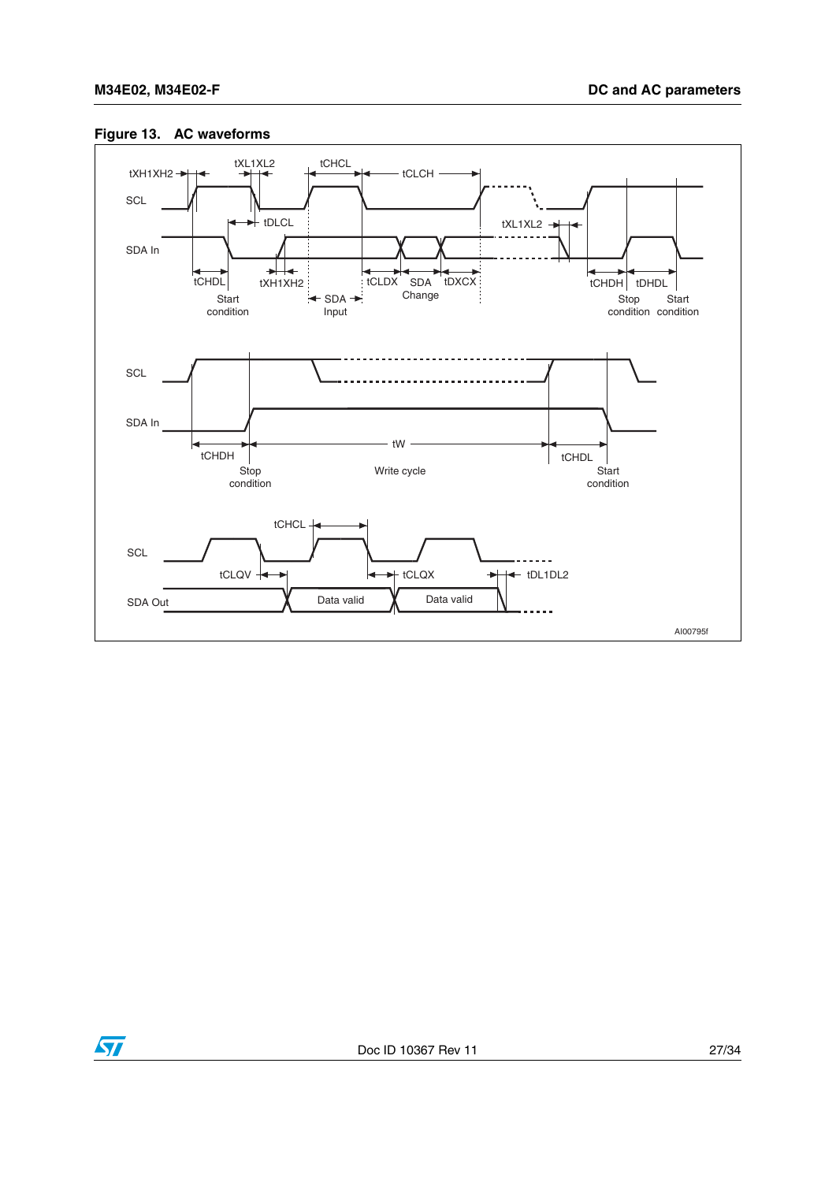**Figure 13. AC waveforms**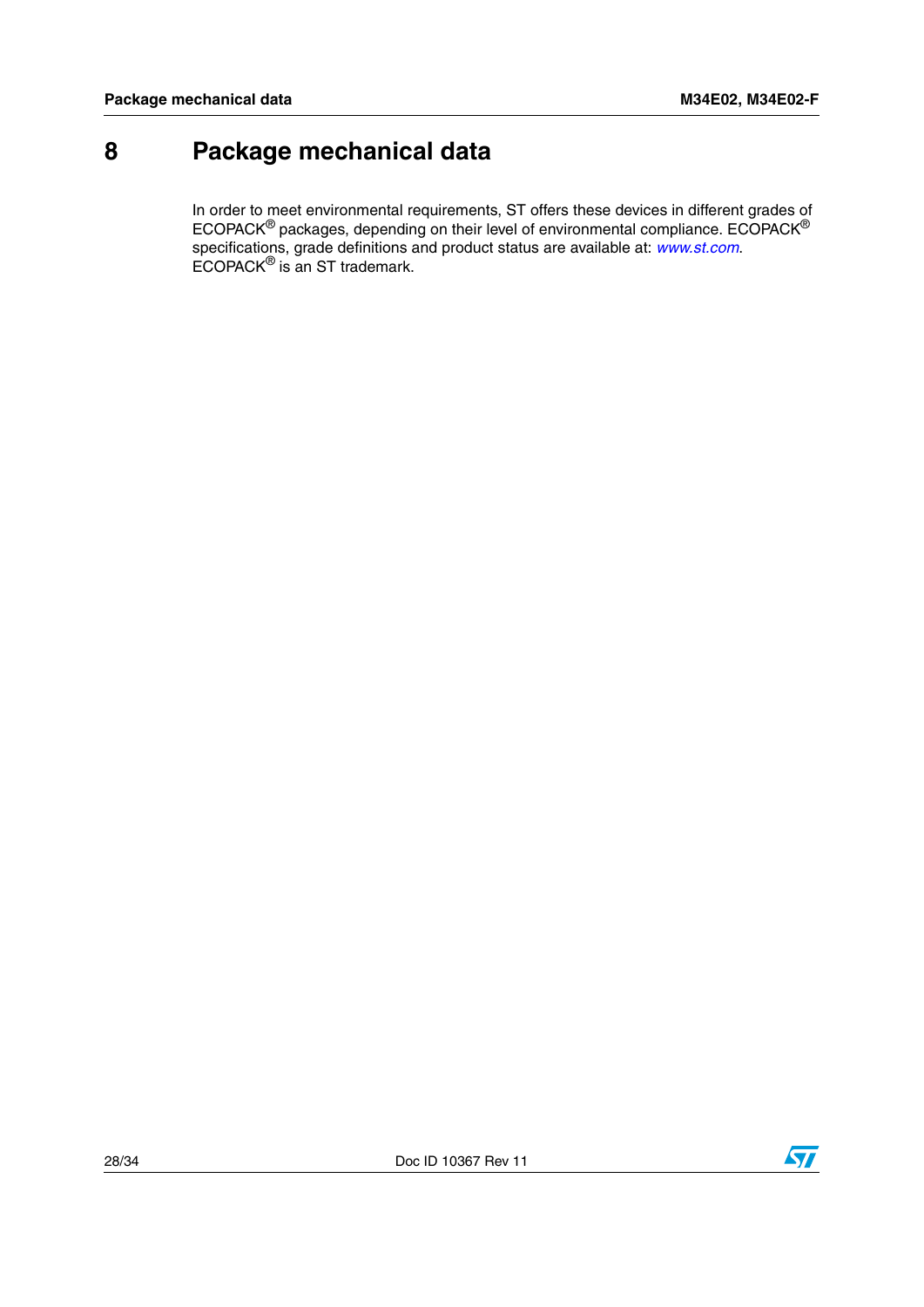# 8 Package mechanical data

In order to meet environmental requirements, ST offers these devices in different grades of ECOPACK® packages, depending on their level of environmental compliance. ECOPACK® specifications, grade definitions and product status are available at: *www.st.com*. ECOPACK® is an ST trademark.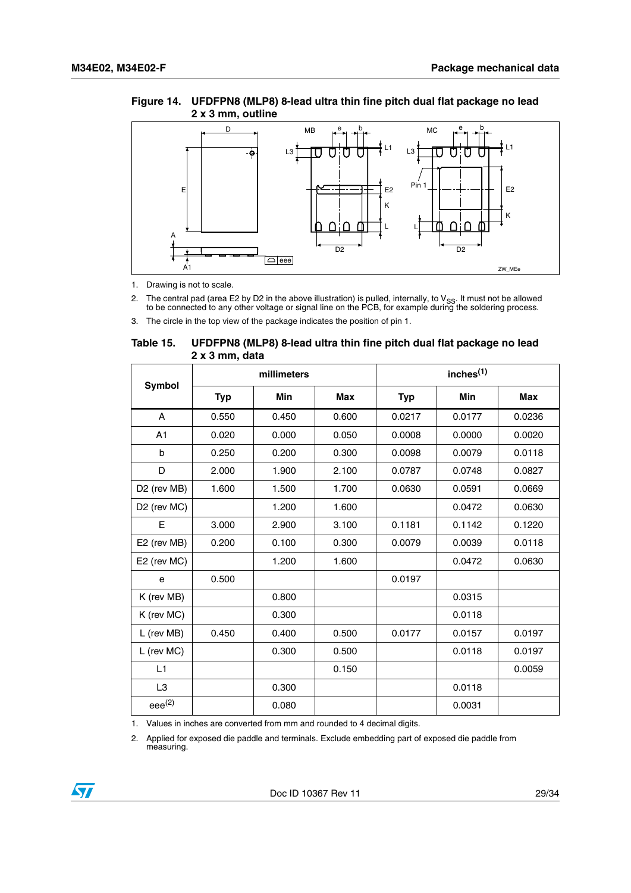**Figure 14. UFDFPN8 (MLP8) 8-lead ultra thin fine pitch dual flat package no lead 2 x 3 mm, outline**

1. Drawing is not to scale.
2. The central pad (area E2 by D2 in the above illustration) is pulled, internally, to $V_{SS}$. It must not be allowed to be connected to any other voltage or signal line on the PCB, for example during the soldering process.
3. The circle in the top view of the package indicates the position of pin 1.

**Table 15. UFDFPN8 (MLP8) 8-lead ultra thin fine pitch dual flat package no lead 2 x 3 mm, data**

| Symbol | millimeters | | | inches[1] | | |
|---|---|---|---|---|---|---|
| | Typ | Min | Max | Typ | Min | Max |
| A | 0.550 | 0.450 | 0.600 | 0.0217 | 0.0177 | 0.0236 |
| A1 | 0.020 | 0.000 | 0.050 | 0.0008 | 0.0000 | 0.0020 |
| b | 0.250 | 0.200 | 0.300 | 0.0098 | 0.0079 | 0.0118 |
| D | 2.000 | 1.900 | 2.100 | 0.0787 | 0.0748 | 0.0827 |
| D2 (rev MB) | 1.600 | 1.500 | 1.700 | 0.0630 | 0.0591 | 0.0669 |
| D2 (rev MC) | | 1.200 | 1.600 | | 0.0472 | 0.0630 |
| E | 3.000 | 2.900 | 3.100 | 0.1181 | 0.1142 | 0.1220 |
| E2 (rev MB) | 0.200 | 0.100 | 0.300 | 0.0079 | 0.0039 | 0.0118 |
| E2 (rev MC) | | 1.200 | 1.600 | | 0.0472 | 0.0630 |
| e | 0.500 | | | 0.0197 | | |
| K (rev MB) | | 0.800 | | | 0.0315 | |
| K (rev MC) | | 0.300 | | | 0.0118 | |
| L (rev MB) | 0.450 | 0.400 | 0.500 | 0.0177 | 0.0157 | 0.0197 |
| L (rev MC) | | 0.300 | 0.500 | | 0.0118 | 0.0197 |
| L1 | | | 0.150 | | | 0.0059 |
| L3 | | 0.300 | | | 0.0118 | |
| eee[2] | | 0.080 | | | 0.0031 | |

1. Values in inches are converted from mm and rounded to 4 decimal digits.
2. Applied for exposed die paddle and terminals. Exclude embedding part of exposed die paddle from measuring.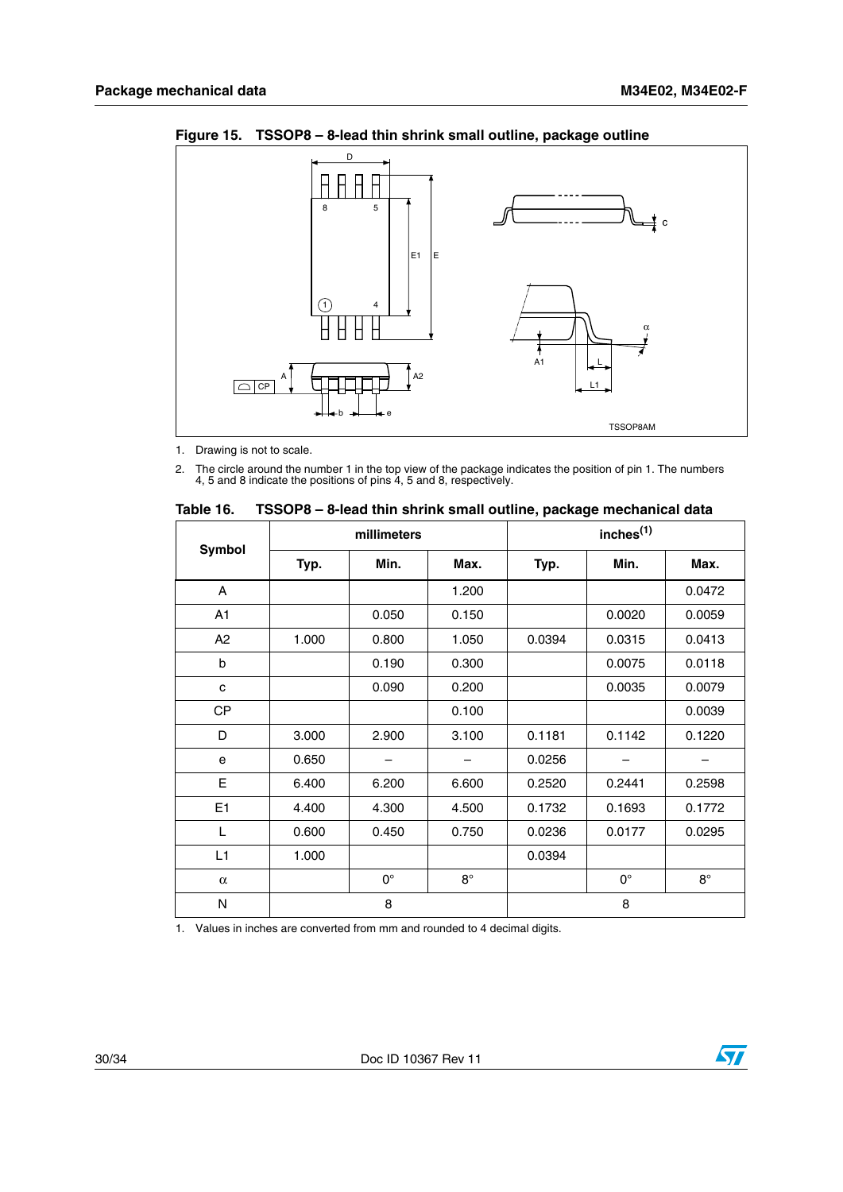**Figure 15. TSSOP8 – 8-lead thin shrink small outline, package outline**

1. Drawing is not to scale.
2. The circle around the number 1 in the top view of the package indicates the position of pin 1. The numbers 4, 5 and 8 indicate the positions of pins 4, 5 and 8, respectively.

**Table 16. TSSOP8 – 8-lead thin shrink small outline, package mechanical data**

| Symbol | millimeters | | | inches(1) | | |
|---|---|---|---|---|---|---|
| | Typ. | Min. | Max. | Typ. | Min. | Max. |
| A | | | 1.200 | | | 0.0472 |
| A1 | | 0.050 | 0.150 | | 0.0020 | 0.0059 |
| A2 | 1.000 | 0.800 | 1.050 | 0.0394 | 0.0315 | 0.0413 |
| b | | 0.190 | 0.300 | | 0.0075 | 0.0118 |
| c | | 0.090 | 0.200 | | 0.0035 | 0.0079 |
| CP | | | 0.100 | | | 0.0039 |
| D | 3.000 | 2.900 | 3.100 | 0.1181 | 0.1142 | 0.1220 |
| e | 0.650 | – | – | 0.0256 | – | – |
| E | 6.400 | 6.200 | 6.600 | 0.2520 | 0.2441 | 0.2598 |
| E1 | 4.400 | 4.300 | 4.500 | 0.1732 | 0.1693 | 0.1772 |
| L | 0.600 | 0.450 | 0.750 | 0.0236 | 0.0177 | 0.0295 |
| L1 | 1.000 | | | 0.0394 | | |
| $\alpha$ | | 0° | 8° | | 0° | 8° |
| N | 8 | | | 8 | | |

1. Values in inches are converted from mm and rounded to 4 decimal digits.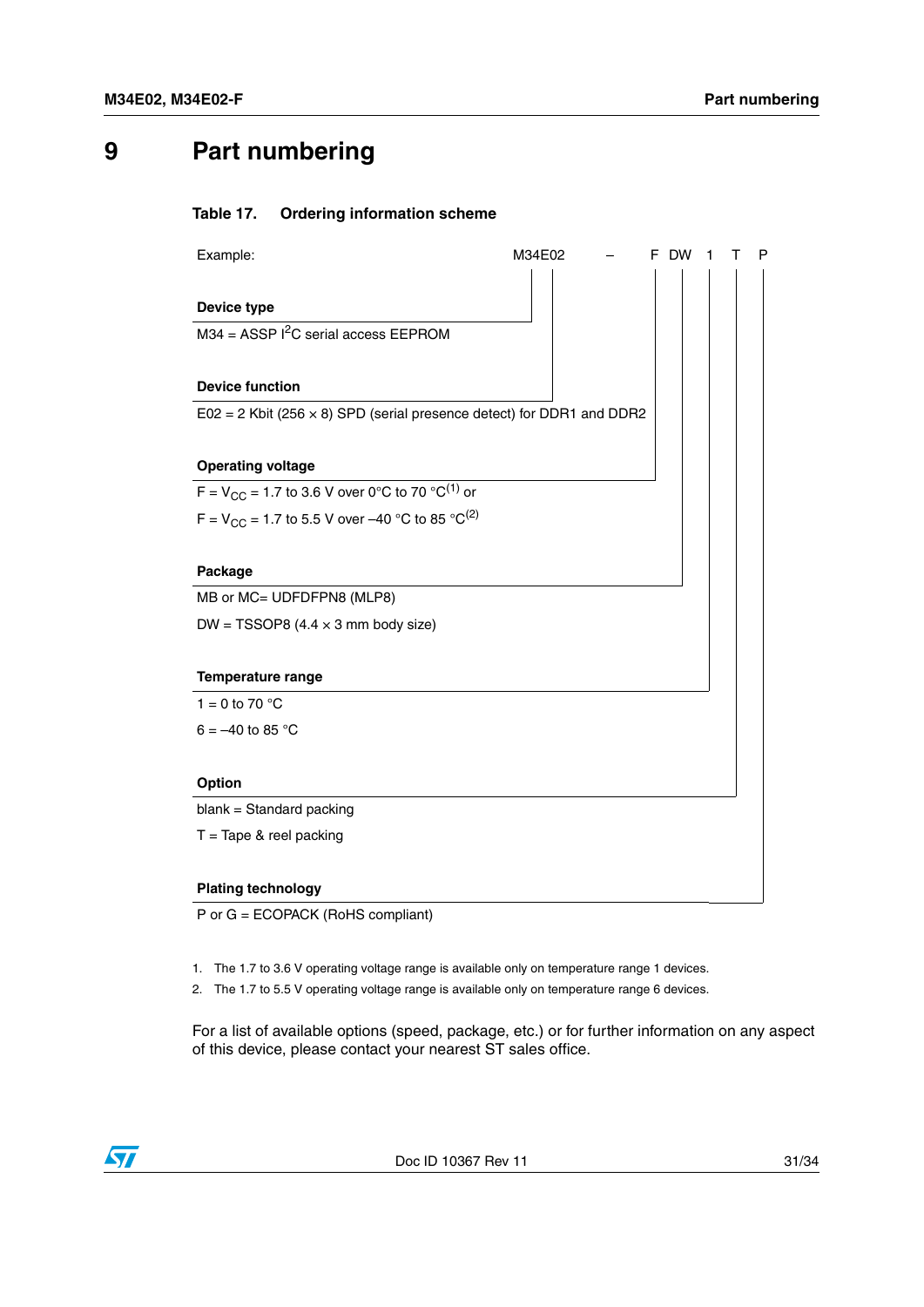# 9 Part numbering

**Table 17. Ordering information scheme**

Example: M34E02 – F DW 1 T P

**Device type**

M34 = ASSP $I^2C$ serial access EEPROM

**Device function**

E02 = 2 Kbit (256 × 8) SPD (serial presence detect) for DDR1 and DDR2

**Operating voltage**

F = $V_{CC}$ = 1.7 to 3.6 V over 0°C to 70 °C[1] or

F = $V_{CC}$ = 1.7 to 5.5 V over –40 °C to 85 °C[2]

**Package**

MB or MC= UDFDFPN8 (MLP8)

DW = TSSOP8 (4.4 × 3 mm body size)

**Temperature range**

1 = 0 to 70 °C

6 = –40 to 85 °C

**Option**

blank = Standard packing

T = Tape & reel packing

**Plating technology**

P or G = ECOPACK (RoHS compliant)

1. The 1.7 to 3.6 V operating voltage range is available only on temperature range 1 devices.
2. The 1.7 to 5.5 V operating voltage range is available only on temperature range 6 devices.

For a list of available options (speed, package, etc.) or for further information on any aspect of this device, please contact your nearest ST sales office.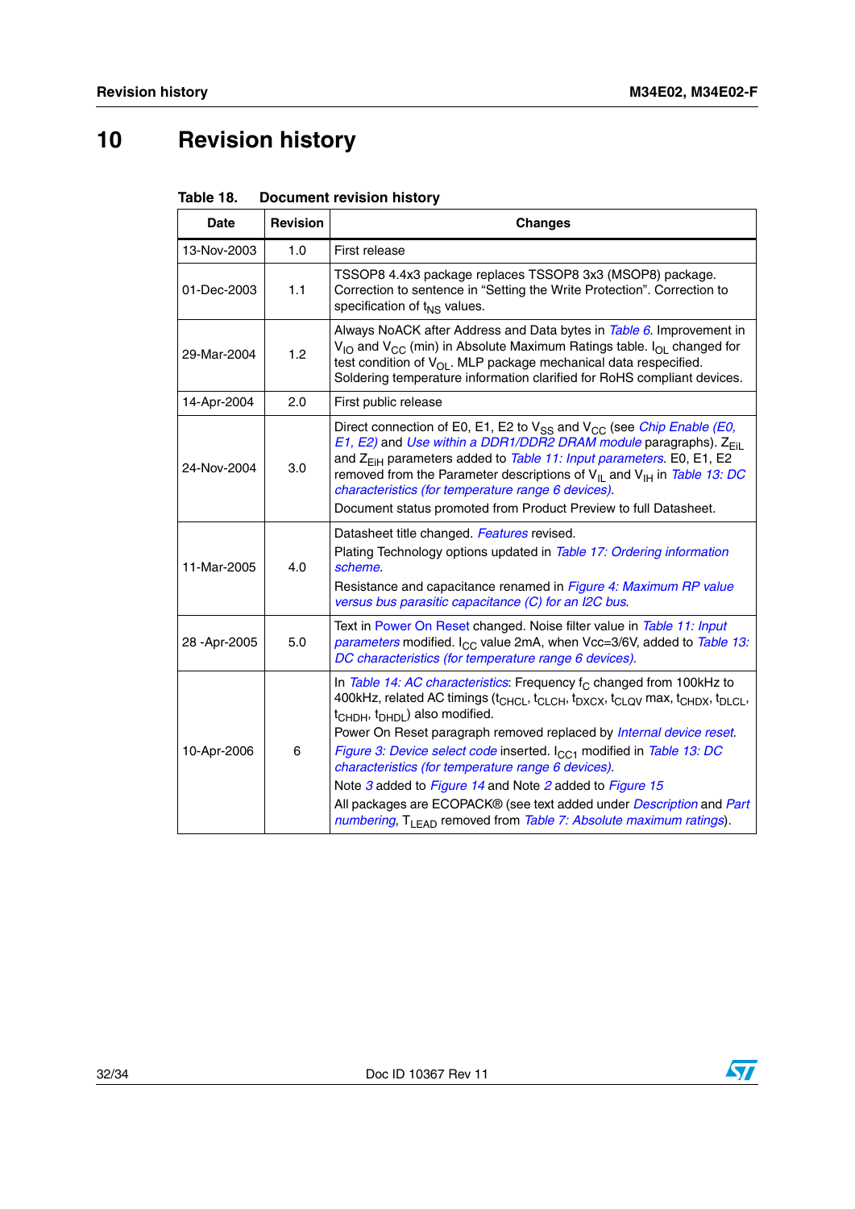# 10 Revision history

Table 18. Document revision history

| Date | Revision | Changes |
|---|---|---|
| 13-Nov-2003 | 1.0 | First release |
| 01-Dec-2003 | 1.1 | TSSOP8 4.4x3 package replaces TSSOP8 3x3 (MSOP8) package. Correction to sentence in "Setting the Write Protection". Correction to specification of $t_{NS}$ values. |
| 29-Mar-2004 | 1.2 | Always NoACK after Address and Data bytes in *Table 6*. Improvement in $V_{IO}$ and $V_{CC}$ (min) in Absolute Maximum Ratings table. $I_{OL}$ changed for test condition of $V_{OL}$. MLP package mechanical data respecified. Soldering temperature information clarified for RoHS compliant devices. |
| 14-Apr-2004 | 2.0 | First public release |
| 24-Nov-2004 | 3.0 | Direct connection of E0, E1, E2 to $V_{SS}$ and $V_{CC}$ (see *Chip Enable (E0, E1, E2)* and *Use within a DDR1/DDR2 DRAM module* paragraphs). $Z_{EiL}$ and $Z_{EiH}$ parameters added to *Table 11: Input parameters*. E0, E1, E2 removed from the Parameter descriptions of $V_{IL}$ and $V_{IH}$ in *Table 13: DC characteristics (for temperature range 6 devices)*.<br>Document status promoted from Product Preview to full Datasheet. |
| 11-Mar-2005 | 4.0 | Datasheet title changed. *Features* revised.<br>Plating Technology options updated in *Table 17: Ordering information scheme*.<br>Resistance and capacitance renamed in *Figure 4: Maximum RP value versus bus parasitic capacitance (C) for an I2C bus*. |
| 28 -Apr-2005 | 5.0 | Text in Power On Reset changed. Noise filter value in *Table 11: Input parameters* modified. $I_{CC}$ value 2mA, when Vcc=3/6V, added to *Table 13: DC characteristics (for temperature range 6 devices)*. |
| 10-Apr-2006 | 6 | In *Table 14: AC characteristics*: Frequency $f_C$ changed from 100kHz to 400kHz, related AC timings ($t_{CHCL}$, $t_{CLCH}$, $t_{DXCX}$, $t_{CLQV}$ max, $t_{CHDX}$, $t_{DLCL}$, $t_{CHDH}$, $t_{DHDL}$) also modified.<br>Power On Reset paragraph removed replaced by *Internal device reset*.<br>*Figure 3: Device select code* inserted. $I_{CC1}$ modified in *Table 13: DC characteristics (for temperature range 6 devices)*.<br>Note *3* added to *Figure 14* and Note *2* added to *Figure 15*<br>All packages are ECOPACK® (see text added under *Description* and *Part numbering*, $T_{LEAD}$ removed from *Table 7: Absolute maximum ratings*). |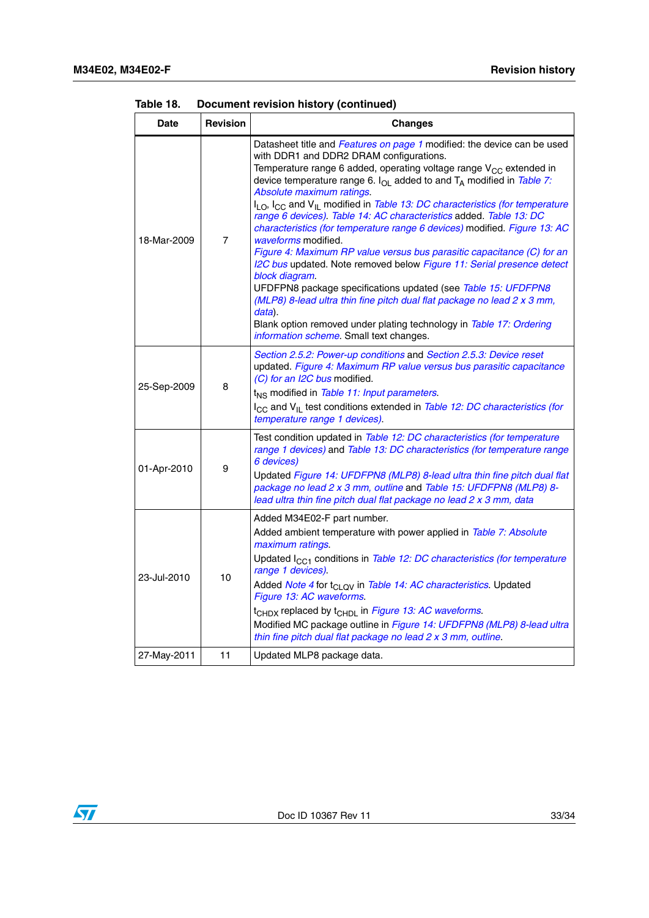Table 18. Document revision history (continued)

| Date | Revision | Changes |
|---|---|---|
| 18-Mar-2009 | 7 | Datasheet title and *Features on page 1* modified: the device can be used with DDR1 and DDR2 DRAM configurations.<br>Temperature range 6 added, operating voltage range $V_{CC}$ extended in device temperature range 6. $I_{OL}$ added to and $T_A$ modified in *Table 7: Absolute maximum ratings*.<br>$I_{LO}$, $I_{CC}$ and $V_{IL}$ modified in *Table 13: DC characteristics (for temperature range 6 devices)*. *Table 14: AC characteristics* added. *Table 13: DC characteristics (for temperature range 6 devices)* modified. *Figure 13: AC waveforms* modified.<br>*Figure 4: Maximum RP value versus bus parasitic capacitance (C) for an I2C bus* updated. Note removed below *Figure 11: Serial presence detect block diagram*.<br>UFDFPN8 package specifications updated (see *Table 15: UFDFPN8 (MLP8) 8-lead ultra thin fine pitch dual flat package no lead 2 x 3 mm, data*).<br>Blank option removed under plating technology in *Table 17: Ordering information scheme*. Small text changes. |
| 25-Sep-2009 | 8 | *Section 2.5.2: Power-up conditions* and *Section 2.5.3: Device reset* updated. *Figure 4: Maximum RP value versus bus parasitic capacitance (C) for an I2C bus* modified.<br>$t_{NS}$ modified in *Table 11: Input parameters*.<br>$I_{CC}$ and $V_{IL}$ test conditions extended in *Table 12: DC characteristics (for temperature range 1 devices)*. |
| 01-Apr-2010 | 9 | Test condition updated in *Table 12: DC characteristics (for temperature range 1 devices)* and *Table 13: DC characteristics (for temperature range 6 devices)*<br>Updated *Figure 14: UFDFPN8 (MLP8) 8-lead ultra thin fine pitch dual flat package no lead 2 x 3 mm, outline* and *Table 15: UFDFPN8 (MLP8) 8-lead ultra thin fine pitch dual flat package no lead 2 x 3 mm, data* |
| 23-Jul-2010 | 10 | Added M34E02-F part number.<br>Added ambient temperature with power applied in *Table 7: Absolute maximum ratings*.<br>Updated $I_{CC1}$ conditions in *Table 12: DC characteristics (for temperature range 1 devices)*.<br>Added *Note 4* for $t_{CLQV}$ in *Table 14: AC characteristics*. Updated *Figure 13: AC waveforms*.<br>$t_{CHDX}$ replaced by $t_{CHDL}$ in *Figure 13: AC waveforms*.<br>Modified MC package outline in *Figure 14: UFDFPN8 (MLP8) 8-lead ultra thin fine pitch dual flat package no lead 2 x 3 mm, outline*. |
| 27-May-2011 | 11 | Updated MLP8 package data. |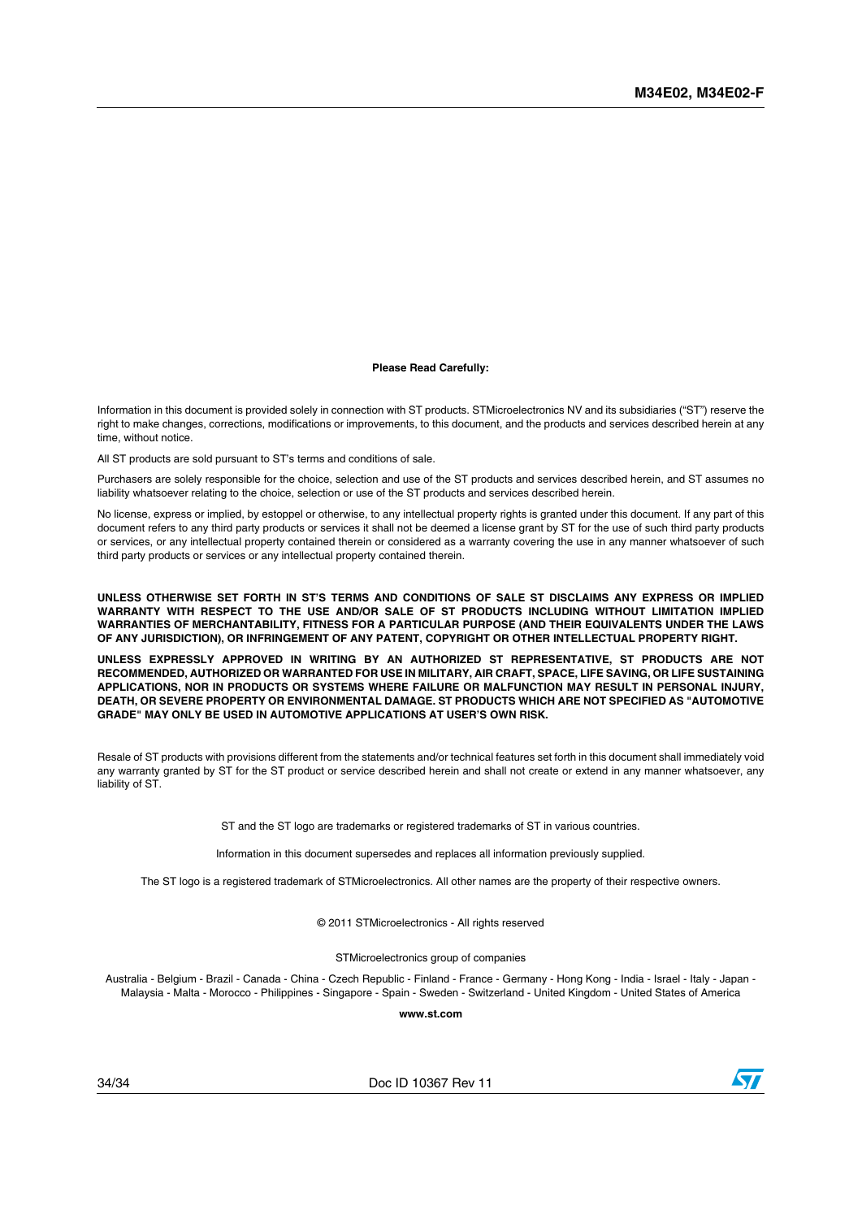**Please Read Carefully:**

Information in this document is provided solely in connection with ST products. STMicroelectronics NV and its subsidiaries ("ST") reserve the right to make changes, corrections, modifications or improvements, to this document, and the products and services described herein at any time, without notice.

All ST products are sold pursuant to ST's terms and conditions of sale.

Purchasers are solely responsible for the choice, selection and use of the ST products and services described herein, and ST assumes no liability whatsoever relating to the choice, selection or use of the ST products and services described herein.

No license, express or implied, by estoppel or otherwise, to any intellectual property rights is granted under this document. If any part of this document refers to any third party products or services it shall not be deemed a license grant by ST for the use of such third party products or services, or any intellectual property contained therein or considered as a warranty covering the use in any manner whatsoever of such third party products or services or any intellectual property contained therein.

**UNLESS OTHERWISE SET FORTH IN ST'S TERMS AND CONDITIONS OF SALE ST DISCLAIMS ANY EXPRESS OR IMPLIED WARRANTY WITH RESPECT TO THE USE AND/OR SALE OF ST PRODUCTS INCLUDING WITHOUT LIMITATION IMPLIED WARRANTIES OF MERCHANTABILITY, FITNESS FOR A PARTICULAR PURPOSE (AND THEIR EQUIVALENTS UNDER THE LAWS OF ANY JURISDICTION), OR INFRINGEMENT OF ANY PATENT, COPYRIGHT OR OTHER INTELLECTUAL PROPERTY RIGHT.**

**UNLESS EXPRESSLY APPROVED IN WRITING BY AN AUTHORIZED ST REPRESENTATIVE, ST PRODUCTS ARE NOT RECOMMENDED, AUTHORIZED OR WARRANTED FOR USE IN MILITARY, AIR CRAFT, SPACE, LIFE SAVING, OR LIFE SUSTAINING APPLICATIONS, NOR IN PRODUCTS OR SYSTEMS WHERE FAILURE OR MALFUNCTION MAY RESULT IN PERSONAL INJURY, DEATH, OR SEVERE PROPERTY OR ENVIRONMENTAL DAMAGE. ST PRODUCTS WHICH ARE NOT SPECIFIED AS "AUTOMOTIVE GRADE" MAY ONLY BE USED IN AUTOMOTIVE APPLICATIONS AT USER'S OWN RISK.**

Resale of ST products with provisions different from the statements and/or technical features set forth in this document shall immediately void any warranty granted by ST for the ST product or service described herein and shall not create or extend in any manner whatsoever, any liability of ST.

ST and the ST logo are trademarks or registered trademarks of ST in various countries.

Information in this document supersedes and replaces all information previously supplied.

The ST logo is a registered trademark of STMicroelectronics. All other names are the property of their respective owners.

© 2011 STMicroelectronics - All rights reserved

STMicroelectronics group of companies

Australia - Belgium - Brazil - Canada - China - Czech Republic - Finland - France - Germany - Hong Kong - India - Israel - Italy - Japan - Malaysia - Malta - Morocco - Philippines - Singapore - Spain - Sweden - Switzerland - United Kingdom - United States of America

**www.st.com**